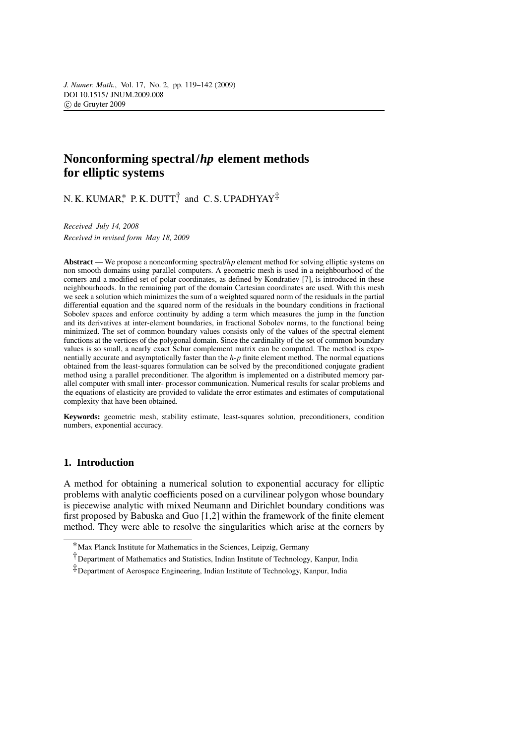# Nonconforming spectral/*hp* element methods for elliptic systems

N. K. KUMAR,* P. K. DUTT,† and C. S. UPADHYAY‡

*Received July 14, 2008*
*Received in revised form May 18, 2009*

**Abstract** — We propose a nonconforming spectral/*hp* element method for solving elliptic systems on non smooth domains using parallel computers. A geometric mesh is used in a neighbourhood of the corners and a modified set of polar coordinates, as defined by Kondratiev [7], is introduced in these neighbourhoods. In the remaining part of the domain Cartesian coordinates are used. With this mesh we seek a solution which minimizes the sum of a weighted squared norm of the residuals in the partial differential equation and the squared norm of the residuals in the boundary conditions in fractional Sobolev spaces and enforce continuity by adding a term which measures the jump in the function and its derivatives at inter-element boundaries, in fractional Sobolev norms, to the functional being minimized. The set of common boundary values consists only of the values of the spectral element functions at the vertices of the polygonal domain. Since the cardinality of the set of common boundary values is so small, a nearly exact Schur complement matrix can be computed. The method is exponentially accurate and asymptotically faster than the *h-p* finite element method. The normal equations obtained from the least-squares formulation can be solved by the preconditioned conjugate gradient method using a parallel preconditioner. The algorithm is implemented on a distributed memory parallel computer with small inter- processor communication. Numerical results for scalar problems and the equations of elasticity are provided to validate the error estimates and estimates of computational complexity that have been obtained.

**Keywords:** geometric mesh, stability estimate, least-squares solution, preconditioners, condition numbers, exponential accuracy.

## 1. Introduction

A method for obtaining a numerical solution to exponential accuracy for elliptic problems with analytic coefficients posed on a curvilinear polygon whose boundary is piecewise analytic with mixed Neumann and Dirichlet boundary conditions was first proposed by Babuska and Guo [1,2] within the framework of the finite element method. They were able to resolve the singularities which arise at the corners by

---

*Max Planck Institute for Mathematics in the Sciences, Leipzig, Germany

†Department of Mathematics and Statistics, Indian Institute of Technology, Kanpur, India

‡Department of Aerospace Engineering, Indian Institute of Technology, Kanpur, India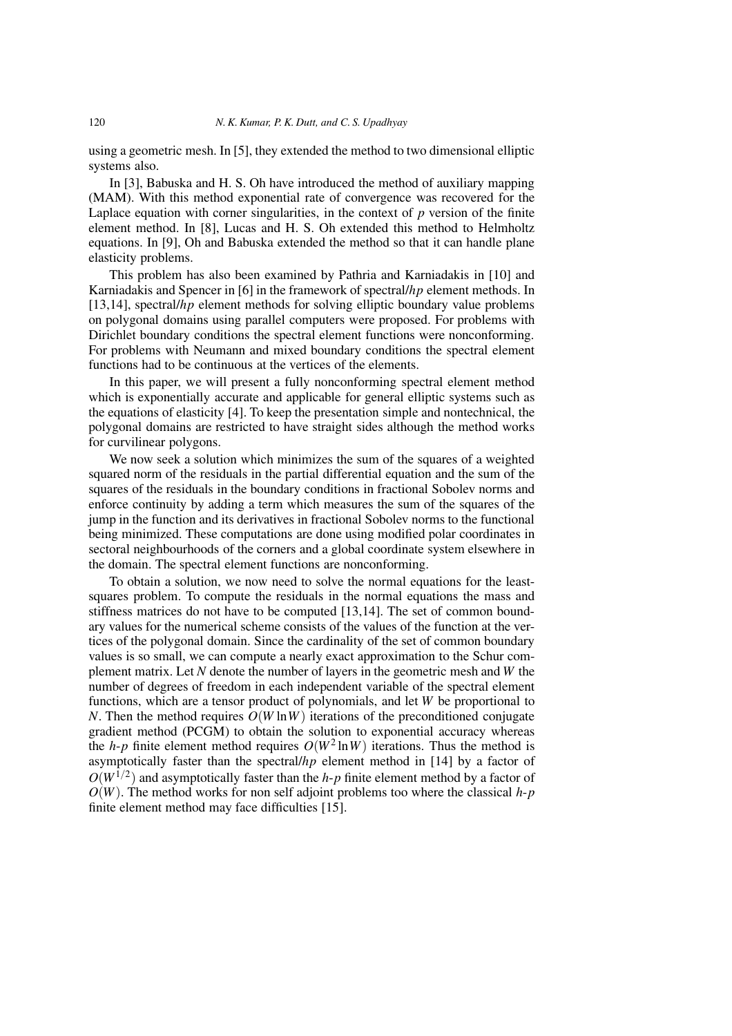using a geometric mesh. In [5], they extended the method to two dimensional elliptic systems also.

In [3], Babuska and H. S. Oh have introduced the method of auxiliary mapping (MAM). With this method exponential rate of convergence was recovered for the Laplace equation with corner singularities, in the context of $p$ version of the finite element method. In [8], Lucas and H. S. Oh extended this method to Helmholtz equations. In [9], Oh and Babuska extended the method so that it can handle plane elasticity problems.

This problem has also been examined by Pathria and Karniadakis in [10] and Karniadakis and Spencer in [6] in the framework of spectral/*hp* element methods. In [13,14], spectral/*hp* element methods for solving elliptic boundary value problems on polygonal domains using parallel computers were proposed. For problems with Dirichlet boundary conditions the spectral element functions were nonconforming. For problems with Neumann and mixed boundary conditions the spectral element functions had to be continuous at the vertices of the elements.

In this paper, we will present a fully nonconforming spectral element method which is exponentially accurate and applicable for general elliptic systems such as the equations of elasticity [4]. To keep the presentation simple and nontechnical, the polygonal domains are restricted to have straight sides although the method works for curvilinear polygons.

We now seek a solution which minimizes the sum of the squares of a weighted squared norm of the residuals in the partial differential equation and the sum of the squares of the residuals in the boundary conditions in fractional Sobolev norms and enforce continuity by adding a term which measures the sum of the squares of the jump in the function and its derivatives in fractional Sobolev norms to the functional being minimized. These computations are done using modified polar coordinates in sectoral neighbourhoods of the corners and a global coordinate system elsewhere in the domain. The spectral element functions are nonconforming.

To obtain a solution, we now need to solve the normal equations for the least-squares problem. To compute the residuals in the normal equations the mass and stiffness matrices do not have to be computed [13,14]. The set of common boundary values for the numerical scheme consists of the values of the function at the vertices of the polygonal domain. Since the cardinality of the set of common boundary values is so small, we can compute a nearly exact approximation to the Schur complement matrix. Let $N$ denote the number of layers in the geometric mesh and $W$ the number of degrees of freedom in each independent variable of the spectral element functions, which are a tensor product of polynomials, and let $W$ be proportional to $N$. Then the method requires $O(W \ln W)$ iterations of the preconditioned conjugate gradient method (PCGM) to obtain the solution to exponential accuracy whereas the *h-p* finite element method requires $O(W^2 \ln W)$ iterations. Thus the method is asymptotically faster than the spectral/*hp* element method in [14] by a factor of $O(W^{1/2})$ and asymptotically faster than the *h-p* finite element method by a factor of $O(W)$. The method works for non self adjoint problems too where the classical *h-p* finite element method may face difficulties [15].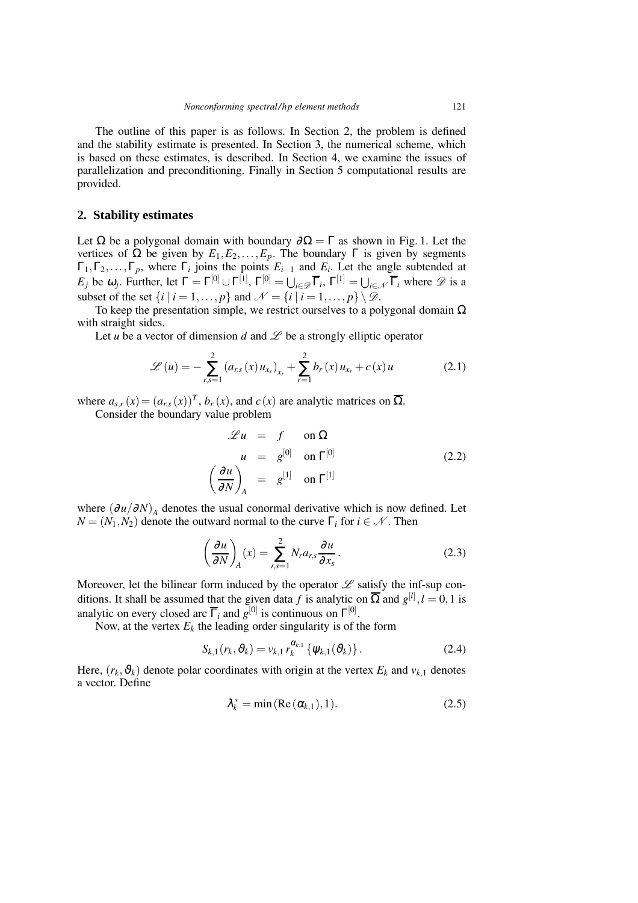The outline of this paper is as follows. In Section 2, the problem is defined and the stability estimate is presented. In Section 3, the numerical scheme, which is based on these estimates, is described. In Section 4, we examine the issues of parallelization and preconditioning. Finally in Section 5 computational results are provided.

## 2. Stability estimates

Let $\Omega$ be a polygonal domain with boundary $\partial\Omega = \Gamma$ as shown in Fig. 1. Let the vertices of $\Omega$ be given by $E_1, E_2, \ldots, E_p$. The boundary $\Gamma$ is given by segments $\Gamma_1, \Gamma_2, \ldots, \Gamma_p$, where $\Gamma_i$ joins the points $E_{i-1}$ and $E_i$. Let the angle subtended at $E_j$ be $\omega_j$. Further, let $\Gamma = \Gamma^{[0]} \cup \Gamma^{[1]}$, $\Gamma^{[0]} = \bigcup_{i \in \mathscr{D}} \overline{\Gamma}_i$, $\Gamma^{[1]} = \bigcup_{i \in \mathscr{N}} \overline{\Gamma}_i$ where $\mathscr{D}$ is a subset of the set $\{i \mid i = 1, \ldots, p\}$ and $\mathscr{N} = \{i \mid i = 1, \ldots, p\} \setminus \mathscr{D}$.

To keep the presentation simple, we restrict ourselves to a polygonal domain $\Omega$ with straight sides.

Let $u$ be a vector of dimension $d$ and $\mathscr{L}$ be a strongly elliptic operator

$$\mathscr{L}(u) = -\sum_{r,s=1}^{2} \left(a_{r,s}(x)\, u_{x_s}\right)_{x_r} + \sum_{r=1}^{2} b_r(x)\, u_{x_r} + c(x)\, u \tag{2.1}$$

where $a_{s,r}(x) = (a_{r,s}(x))^T$, $b_r(x)$, and $c(x)$ are analytic matrices on $\overline{\Omega}$.

Consider the boundary value problem

$$\begin{aligned} \mathscr{L}u &= f \quad \text{on } \Omega \\ u &= g^{[0]} \quad \text{on } \Gamma^{[0]} \\ \left(\frac{\partial u}{\partial N}\right)_A &= g^{[1]} \quad \text{on } \Gamma^{[1]} \end{aligned} \tag{2.2}$$

where $(\partial u/\partial N)_A$ denotes the usual conormal derivative which is now defined. Let $N = (N_1, N_2)$ denote the outward normal to the curve $\Gamma_i$ for $i \in \mathscr{N}$. Then

$$\left(\frac{\partial u}{\partial N}\right)_A (x) = \sum_{r,s=1}^{2} N_r a_{r,s} \frac{\partial u}{\partial x_s}. \tag{2.3}$$

Moreover, let the bilinear form induced by the operator $\mathscr{L}$ satisfy the inf-sup conditions. It shall be assumed that the given data $f$ is analytic on $\overline{\Omega}$ and $g^{[l]}, l = 0, 1$ is analytic on every closed arc $\overline{\Gamma}_i$ and $g^{[0]}$ is continuous on $\Gamma^{[0]}$.

Now, at the vertex $E_k$ the leading order singularity is of the form

$$S_{k,1}(r_k, \vartheta_k) = v_{k,1}\, r_k^{\alpha_{k,1}} \left\{\psi_{k,1}(\vartheta_k)\right\}. \tag{2.4}$$

Here, $(r_k, \vartheta_k)$ denote polar coordinates with origin at the vertex $E_k$ and $v_{k,1}$ denotes a vector. Define

$$\lambda_k^* = \min\left(\mathrm{Re}\left(\alpha_{k,1}\right), 1\right). \tag{2.5}$$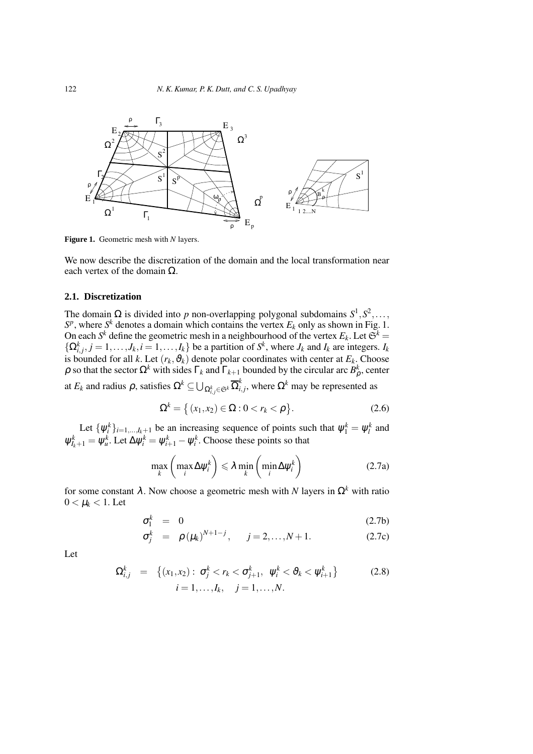**Figure 1.** Geometric mesh with $N$ layers.

We now describe the discretization of the domain and the local transformation near each vertex of the domain $\Omega$.

### 2.1. Discretization

The domain $\Omega$ is divided into $p$ non-overlapping polygonal subdomains $S^1, S^2, \ldots, S^p$, where $S^k$ denotes a domain which contains the vertex $E_k$ only as shown in Fig. 1. On each $S^k$ define the geometric mesh in a neighbourhood of the vertex $E_k$. Let $\mathfrak{S}^k = \{\Omega^k_{i,j}, j = 1, \ldots, J_k, i = 1, \ldots, I_k\}$ be a partition of $S^k$, where $J_k$ and $I_k$ are integers. $I_k$ is bounded for all $k$. Let $(r_k, \vartheta_k)$ denote polar coordinates with center at $E_k$. Choose $\rho$ so that the sector $\Omega^k$ with sides $\Gamma_k$ and $\Gamma_{k+1}$ bounded by the circular arc $B^k_\rho$, center at $E_k$ and radius $\rho$, satisfies $\Omega^k \subseteq \bigcup_{\Omega^k_{i,j} \in \mathfrak{S}^k} \overline{\Omega}^k_{i,j}$, where $\Omega^k$ may be represented as

$$\Omega^k = \{ (x_1, x_2) \in \Omega : 0 < r_k < \rho \}. \tag{2.6}$$

Let $\{\psi^k_i\}_{i=1,\ldots,I_k+1}$ be an increasing sequence of points such that $\psi^k_1 = \psi^k_l$ and $\psi^k_{I_k+1} = \psi^k_u$. Let $\Delta\psi^k_i = \psi^k_{i+1} - \psi^k_i$. Choose these points so that

$$\max_k \left( \max_i \Delta\psi^k_i \right) \leqslant \lambda \min_k \left( \min_i \Delta\psi^k_i \right) \tag{2.7a}$$

for some constant $\lambda$. Now choose a geometric mesh with $N$ layers in $\Omega^k$ with ratio $0 < \mu_k < 1$. Let

$$\sigma^k_1 = 0 \tag{2.7b}$$

$$\sigma^k_j = \rho (\mu_k)^{N+1-j}, \qquad j = 2, \ldots, N+1. \tag{2.7c}$$

Let

$$\Omega^k_{i,j} = \{ (x_1, x_2) : \sigma^k_j < r_k < \sigma^k_{j+1}, \ \psi^k_i < \vartheta_k < \psi^k_{i+1} \} \tag{2.8}$$

$$i = 1, \ldots, I_k, \quad j = 1, \ldots, N.$$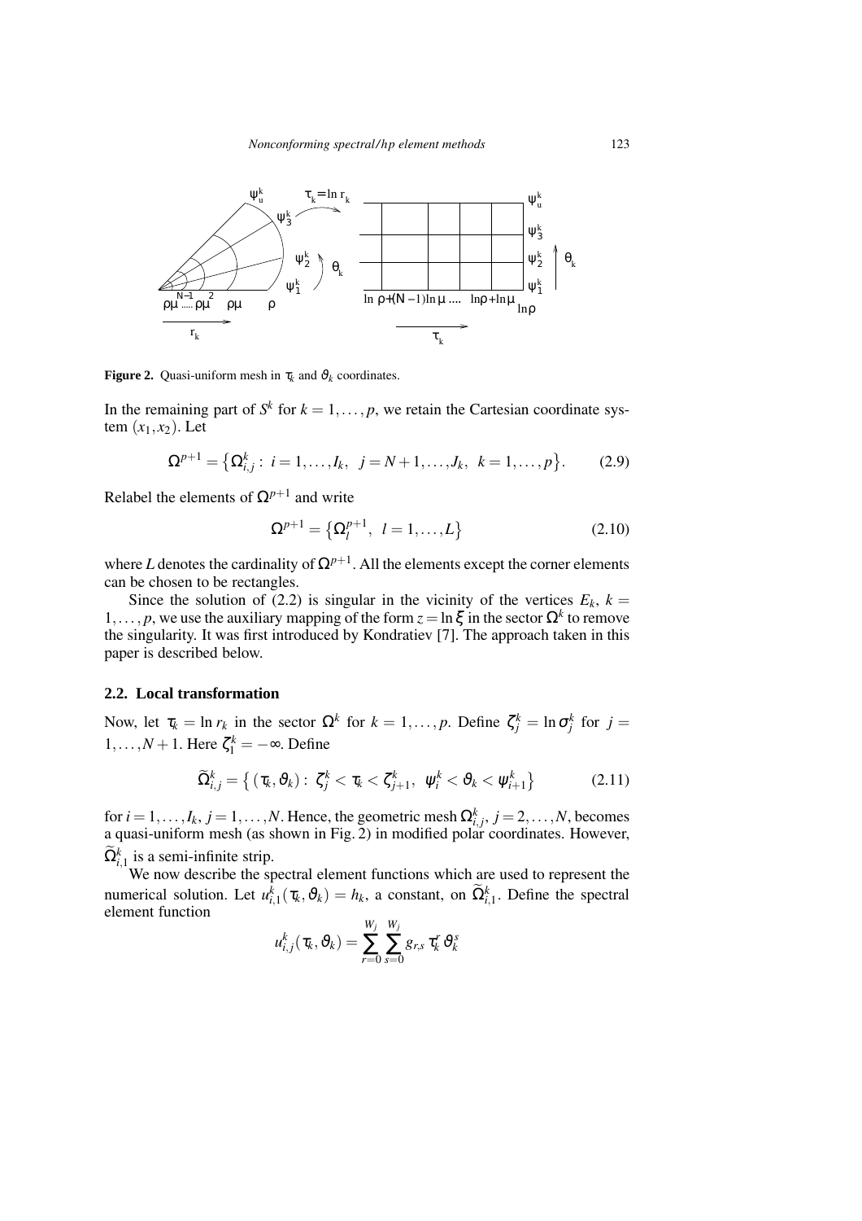**Figure 2.** Quasi-uniform mesh in $\tau_k$ and $\vartheta_k$ coordinates.

In the remaining part of $S^k$ for $k = 1, \ldots, p$, we retain the Cartesian coordinate system $(x_1, x_2)$. Let

$$\Omega^{p+1} = \big\{ \Omega^k_{i,j} : \; i = 1, \ldots, I_k, \;\; j = N+1, \ldots, J_k, \;\; k = 1, \ldots, p \big\}. \tag{2.9}$$

Relabel the elements of $\Omega^{p+1}$ and write

$$\Omega^{p+1} = \big\{ \Omega^{p+1}_l, \;\; l = 1, \ldots, L \big\} \tag{2.10}$$

where $L$ denotes the cardinality of $\Omega^{p+1}$. All the elements except the corner elements can be chosen to be rectangles.

Since the solution of (2.2) is singular in the vicinity of the vertices $E_k$, $k = 1, \ldots, p$, we use the auxiliary mapping of the form $z = \ln \xi$ in the sector $\Omega^k$ to remove the singularity. It was first introduced by Kondratiev [7]. The approach taken in this paper is described below.

## 2.2. Local transformation

Now, let $\tau_k = \ln r_k$ in the sector $\Omega^k$ for $k = 1, \ldots, p$. Define $\zeta^k_j = \ln \sigma^k_j$ for $j = 1, \ldots, N+1$. Here $\zeta^k_1 = -\infty$. Define

$$\widetilde{\Omega}^k_{i,j} = \big\{ (\tau_k, \vartheta_k) : \; \zeta^k_j < \tau_k < \zeta^k_{j+1}, \;\; \psi^k_i < \vartheta_k < \psi^k_{i+1} \big\} \tag{2.11}$$

for $i = 1, \ldots, I_k$, $j = 1, \ldots, N$. Hence, the geometric mesh $\Omega^k_{i,j}$, $j = 2, \ldots, N$, becomes a quasi-uniform mesh (as shown in Fig. 2) in modified polar coordinates. However, $\widetilde{\Omega}^k_{i,1}$ is a semi-infinite strip.

We now describe the spectral element functions which are used to represent the numerical solution. Let $u^k_{i,1}(\tau_k, \vartheta_k) = h_k$, a constant, on $\widetilde{\Omega}^k_{i,1}$. Define the spectral element function

$$u^k_{i,j}(\tau_k, \vartheta_k) = \sum_{r=0}^{W_j} \sum_{s=0}^{W_j} g_{r,s} \, \tau_k^r \, \vartheta_k^s$$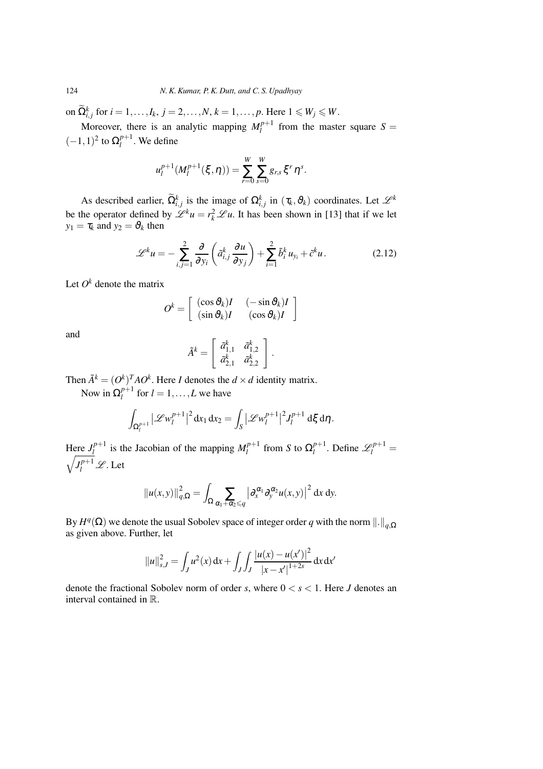on $\widetilde{\Omega}_{i,j}^{k}$ for $i = 1,\dots,I_k$, $j = 2,\dots,N$, $k = 1,\dots,p$. Here $1 \leqslant W_j \leqslant W$.

Moreover, there is an analytic mapping $M_l^{p+1}$ from the master square $S = (-1,1)^2$ to $\Omega_l^{p+1}$. We define

$$u_l^{p+1}(M_l^{p+1}(\xi,\eta)) = \sum_{r=0}^{W}\sum_{s=0}^{W} g_{r,s}\,\xi^r\eta^s.$$

As described earlier, $\widetilde{\Omega}_{i,j}^{k}$ is the image of $\Omega_{i,j}^{k}$ in $(\tau_k,\vartheta_k)$ coordinates. Let $\mathscr{L}^k$ be the operator defined by $\mathscr{L}^k u = r_k^2\mathscr{L}u$. It has been shown in [13] that if we let $y_1 = \tau_k$ and $y_2 = \vartheta_k$ then

$$\mathscr{L}^k u = -\sum_{i,j=1}^{2}\frac{\partial}{\partial y_i}\left(\tilde{a}_{i,j}^k\frac{\partial u}{\partial y_j}\right) + \sum_{i=1}^{2}\tilde{b}_i^k u_{y_i} + \tilde{c}^k u. \tag{2.12}$$

Let $O^k$ denote the matrix

$$O^k = \begin{bmatrix} (\cos\vartheta_k)I & (-\sin\vartheta_k)I \\ (\sin\vartheta_k)I & (\cos\vartheta_k)I \end{bmatrix}$$

and

$$\tilde{A}^k = \begin{bmatrix} \tilde{a}_{1,1}^k & \tilde{a}_{1,2}^k \\ \tilde{a}_{2,1}^k & \tilde{a}_{2,2}^k \end{bmatrix}.$$

Then $\tilde{A}^k = (O^k)^T A O^k$. Here $I$ denotes the $d\times d$ identity matrix.

Now in $\Omega_l^{p+1}$ for $l = 1,\dots,L$ we have

$$\int_{\Omega_l^{p+1}} \left|\mathscr{L}w_l^{p+1}\right|^2 \mathrm{d}x_1\,\mathrm{d}x_2 = \int_S \left|\mathscr{L}w_l^{p+1}\right|^2 J_l^{p+1}\,\mathrm{d}\xi\,\mathrm{d}\eta.$$

Here $J_l^{p+1}$ is the Jacobian of the mapping $M_l^{p+1}$ from $S$ to $\Omega_l^{p+1}$. Define $\mathscr{L}_l^{p+1} = \sqrt{J_l^{p+1}}\,\mathscr{L}$. Let

$$\|u(x,y)\|_{q,\Omega}^2 = \int_\Omega \sum_{\alpha_1+\alpha_2\leqslant q}\left|\partial_x^{\alpha_1}\partial_y^{\alpha_2}u(x,y)\right|^2 \mathrm{d}x\,\mathrm{d}y.$$

By $H^q(\Omega)$ we denote the usual Sobolev space of integer order $q$ with the norm $\|.\|_{q,\Omega}$ as given above. Further, let

$$\|u\|_{s,J}^2 = \int_J u^2(x)\,\mathrm{d}x + \int_J\int_J \frac{|u(x)-u(x')|^2}{|x-x'|^{1+2s}}\,\mathrm{d}x\,\mathrm{d}x'$$

denote the fractional Sobolev norm of order $s$, where $0 < s < 1$. Here $J$ denotes an interval contained in $\mathbb{R}$.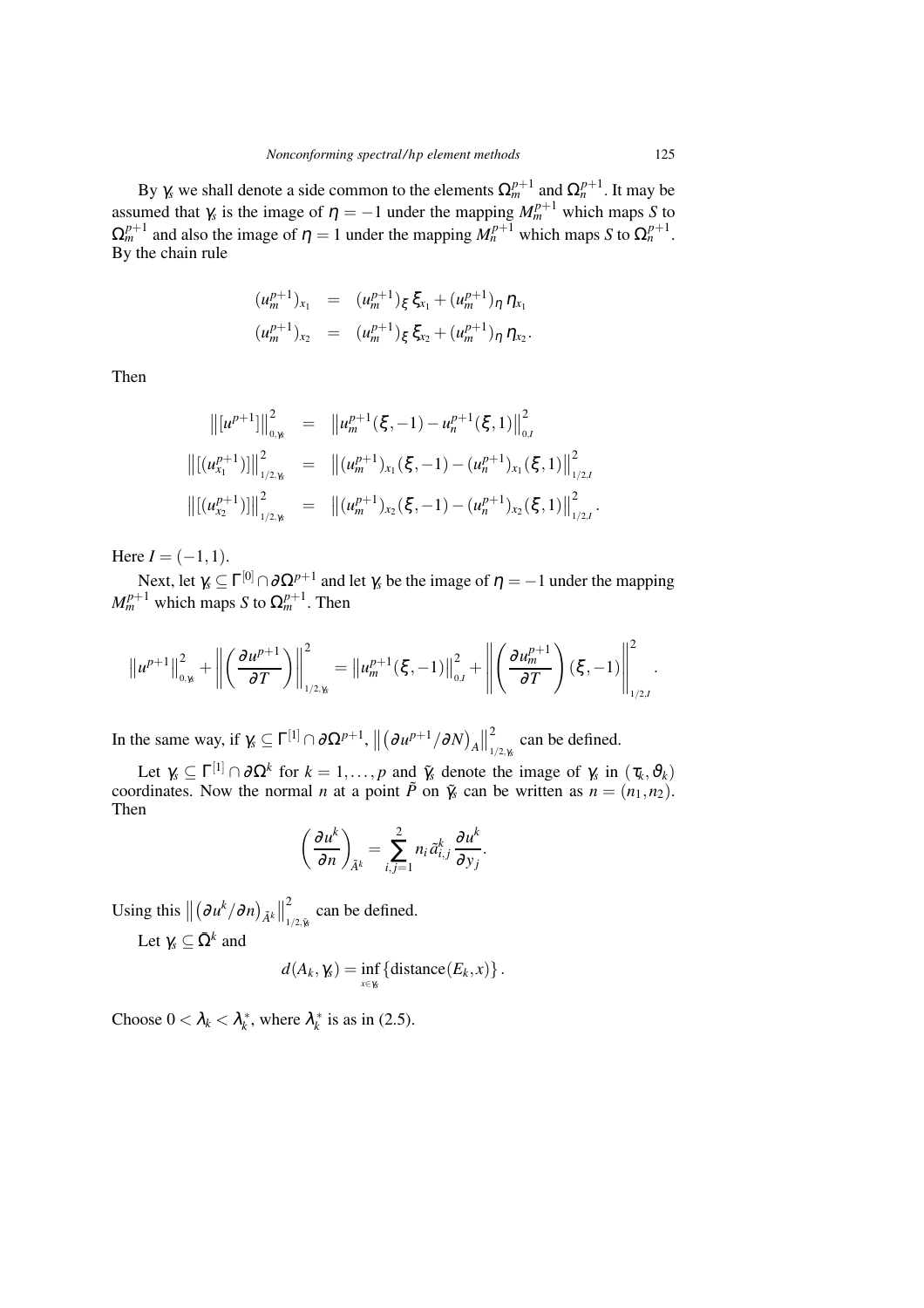By $\gamma_s$ we shall denote a side common to the elements $\Omega_m^{p+1}$ and $\Omega_n^{p+1}$. It may be assumed that $\gamma_s$ is the image of $\eta = -1$ under the mapping $M_m^{p+1}$ which maps $S$ to $\Omega_m^{p+1}$ and also the image of $\eta = 1$ under the mapping $M_n^{p+1}$ which maps $S$ to $\Omega_n^{p+1}$. By the chain rule

$$
\begin{aligned}
(u_m^{p+1})_{x_1} &= (u_m^{p+1})_\xi \, \xi_{x_1} + (u_m^{p+1})_\eta \, \eta_{x_1} \\
(u_m^{p+1})_{x_2} &= (u_m^{p+1})_\xi \, \xi_{x_2} + (u_m^{p+1})_\eta \, \eta_{x_2}.
\end{aligned}
$$

Then

$$
\begin{aligned}
\left\| [u^{p+1}] \right\|_{0,\gamma_s}^2 &= \left\| u_m^{p+1}(\xi,-1) - u_n^{p+1}(\xi,1) \right\|_{0,I}^2 \\
\left\| [(u_{x_1}^{p+1})] \right\|_{1/2,\gamma_s}^2 &= \left\| (u_m^{p+1})_{x_1}(\xi,-1) - (u_n^{p+1})_{x_1}(\xi,1) \right\|_{1/2,I}^2 \\
\left\| [(u_{x_2}^{p+1})] \right\|_{1/2,\gamma_s}^2 &= \left\| (u_m^{p+1})_{x_2}(\xi,-1) - (u_n^{p+1})_{x_2}(\xi,1) \right\|_{1/2,I}^2 .
\end{aligned}
$$

Here $I = (-1,1)$.

Next, let $\gamma_s \subseteq \Gamma^{[0]} \cap \partial\Omega^{p+1}$ and let $\gamma_s$ be the image of $\eta = -1$ under the mapping $M_m^{p+1}$ which maps $S$ to $\Omega_m^{p+1}$. Then

$$
\left\| u^{p+1} \right\|_{0,\gamma_s}^2 + \left\| \left( \frac{\partial u^{p+1}}{\partial T} \right) \right\|_{1/2,\gamma_s}^2 = \left\| u_m^{p+1}(\xi,-1) \right\|_{0,I}^2 + \left\| \left( \frac{\partial u_m^{p+1}}{\partial T} \right)(\xi,-1) \right\|_{1/2,I}^2 .
$$

In the same way, if $\gamma_s \subseteq \Gamma^{[1]} \cap \partial\Omega^{p+1}$, $\left\| \left( \partial u^{p+1}/\partial N \right)_A \right\|_{1/2,\gamma_s}^2$ can be defined.

Let $\gamma_s \subseteq \Gamma^{[1]} \cap \partial\Omega^k$ for $k = 1,\ldots,p$ and $\tilde{\gamma}_s$ denote the image of $\gamma_s$ in $(\tau_k, \vartheta_k)$ coordinates. Now the normal $n$ at a point $\tilde{P}$ on $\tilde{\gamma}_s$ can be written as $n = (n_1, n_2)$. Then

$$
\left( \frac{\partial u^k}{\partial n} \right)_{\tilde{A}^k} = \sum_{i,j=1}^{2} n_i \, \tilde{a}_{i,j}^k \, \frac{\partial u^k}{\partial y_j}.
$$

Using this $\left\| \left( \partial u^k/\partial n \right)_{\tilde{A}^k} \right\|_{1/2,\tilde{\gamma}_s}^2$ can be defined.

Let $\gamma_s \subseteq \bar{\Omega}^k$ and

$$
d(A_k, \gamma_s) = \inf_{x \in \gamma_s} \left\{ \text{distance}(E_k, x) \right\}.
$$

Choose $0 < \lambda_k < \lambda_k^*$, where $\lambda_k^*$ is as in (2.5).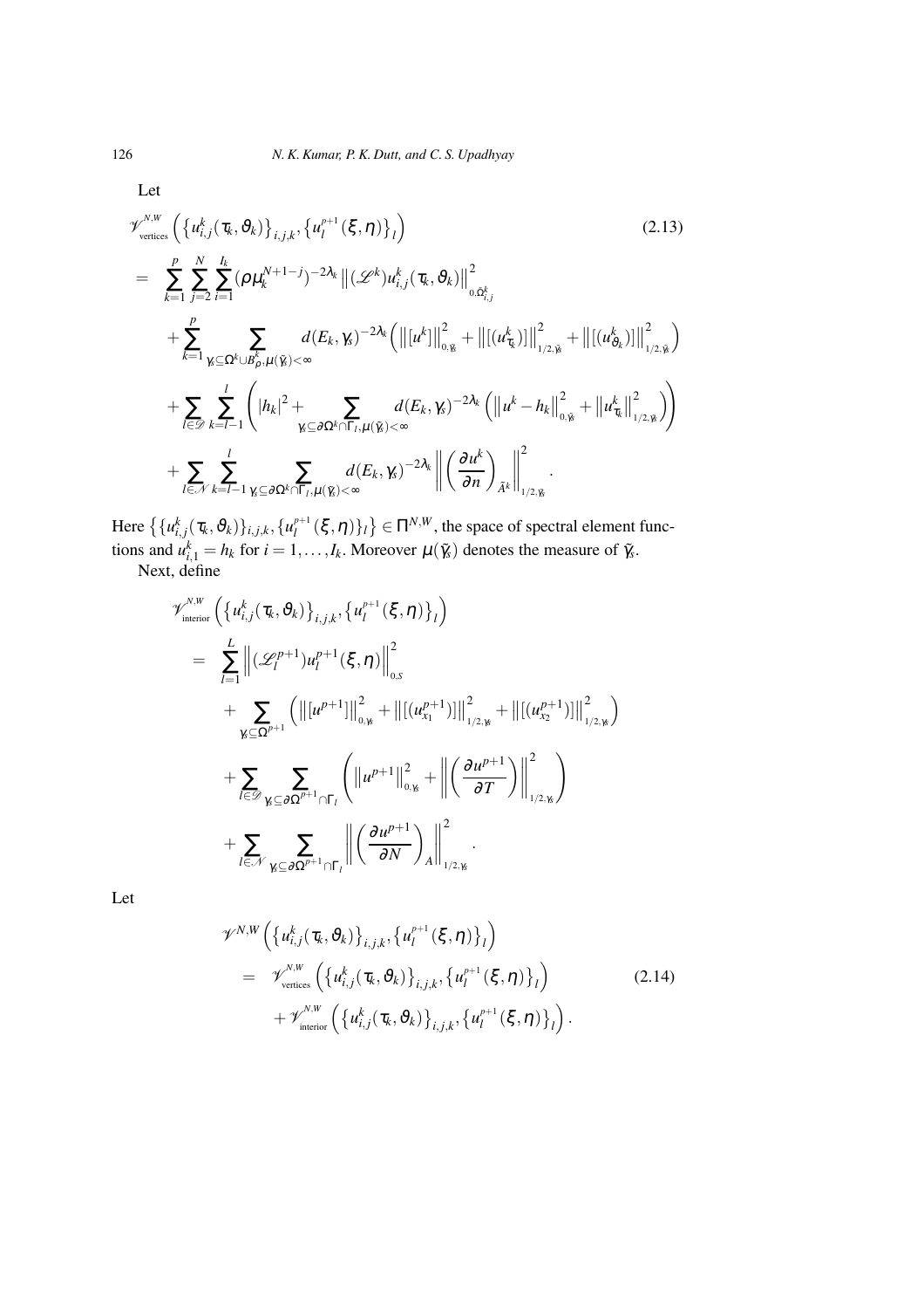Let

$$
\begin{aligned}
&\mathscr{V}_{\text{vertices}}^{N,W}\left(\left\{u_{i,j}^{k}(\tau_k,\vartheta_k)\right\}_{i,j,k},\left\{u_l^{p+1}(\xi,\eta)\right\}_l\right) \qquad (2.13)\\
&= \sum_{k=1}^{p}\sum_{j=2}^{N}\sum_{i=1}^{I_k}(\rho\mu_k^{N+1-j})^{-2\lambda_k}\left\|(\mathscr{L}^k)u_{i,j}^k(\tau_k,\vartheta_k)\right\|_{0,\tilde{\Omega}_{i,j}^k}^2\\
&\quad+\sum_{k=1}^{p}\sum_{\gamma_s\subseteq\Omega^k\cup B_\rho^k,\mu(\tilde{\gamma}_s)<\infty} d(E_k,\gamma_s)^{-2\lambda_k}\left(\left\|[u^k]\right\|_{0,\tilde{\gamma}_s}^2+\left\|[(u_{\tau_k}^k)]\right\|_{1/2,\tilde{\gamma}_s}^2+\left\|[(u_{\vartheta_k}^k)]\right\|_{1/2,\tilde{\gamma}_s}^2\right)\\
&\quad+\sum_{l\in\mathscr{D}}\sum_{k=l-1}^{l}\left(|h_k|^2+\sum_{\gamma_s\subseteq\partial\Omega^k\cap\Gamma_l,\mu(\tilde{\gamma}_s)<\infty} d(E_k,\gamma_s)^{-2\lambda_k}\left(\left\|u^k-h_k\right\|_{0,\tilde{\gamma}_s}^2+\left\|u_{\tau_k}^k\right\|_{1/2,\tilde{\gamma}_s}^2\right)\right)\\
&\quad+\sum_{l\in\mathscr{N}}\sum_{k=l-1}^{l}\sum_{\gamma_s\subseteq\partial\Omega^k\cap\Gamma_l,\mu(\tilde{\gamma}_s)<\infty} d(E_k,\gamma_s)^{-2\lambda_k}\left\|\left(\frac{\partial u^k}{\partial n}\right)_{\tilde{A}^k}\right\|_{1/2,\tilde{\gamma}_s}^2.
\end{aligned}
$$

Here $\left\{\{u_{i,j}^k(\tau_k,\vartheta_k)\}_{i,j,k},\{u_l^{p+1}(\xi,\eta)\}_l\right\}\in\Pi^{N,W}$, the space of spectral element functions and $u_{i,1}^k=h_k$ for $i=1,\ldots,I_k$. Moreover $\mu(\tilde{\gamma}_s)$ denotes the measure of $\tilde{\gamma}_s$.

Next, define

$$
\begin{aligned}
&\mathscr{V}_{\text{interior}}^{N,W}\left(\left\{u_{i,j}^{k}(\tau_k,\vartheta_k)\right\}_{i,j,k},\left\{u_l^{p+1}(\xi,\eta)\right\}_l\right)\\
&= \sum_{l=1}^{L}\left\|(\mathscr{L}_l^{p+1})u_l^{p+1}(\xi,\eta)\right\|_{0,S}^2\\
&\quad+\sum_{\gamma_s\subseteq\Omega^{p+1}}\left(\left\|[u^{p+1}]\right\|_{0,\gamma_s}^2+\left\|[(u_{x_1}^{p+1})]\right\|_{1/2,\gamma_s}^2+\left\|[(u_{x_2}^{p+1})]\right\|_{1/2,\gamma_s}^2\right)\\
&\quad+\sum_{l\in\mathscr{D}}\sum_{\gamma_s\subseteq\partial\Omega^{p+1}\cap\Gamma_l}\left(\left\|u^{p+1}\right\|_{0,\gamma_s}^2+\left\|\left(\frac{\partial u^{p+1}}{\partial T}\right)\right\|_{1/2,\gamma_s}^2\right)\\
&\quad+\sum_{l\in\mathscr{N}}\sum_{\gamma_s\subseteq\partial\Omega^{p+1}\cap\Gamma_l}\left\|\left(\frac{\partial u^{p+1}}{\partial N}\right)_A\right\|_{1/2,\gamma_s}^2.
\end{aligned}
$$

Let

$$
\begin{aligned}
&\mathscr{V}^{N,W}\left(\left\{u_{i,j}^{k}(\tau_k,\vartheta_k)\right\}_{i,j,k},\left\{u_l^{p+1}(\xi,\eta)\right\}_l\right)\\
&= \mathscr{V}_{\text{vertices}}^{N,W}\left(\left\{u_{i,j}^{k}(\tau_k,\vartheta_k)\right\}_{i,j,k},\left\{u_l^{p+1}(\xi,\eta)\right\}_l\right) \qquad (2.14)\\
&\quad+\mathscr{V}_{\text{interior}}^{N,W}\left(\left\{u_{i,j}^{k}(\tau_k,\vartheta_k)\right\}_{i,j,k},\left\{u_l^{p+1}(\xi,\eta)\right\}_l\right).
\end{aligned}
$$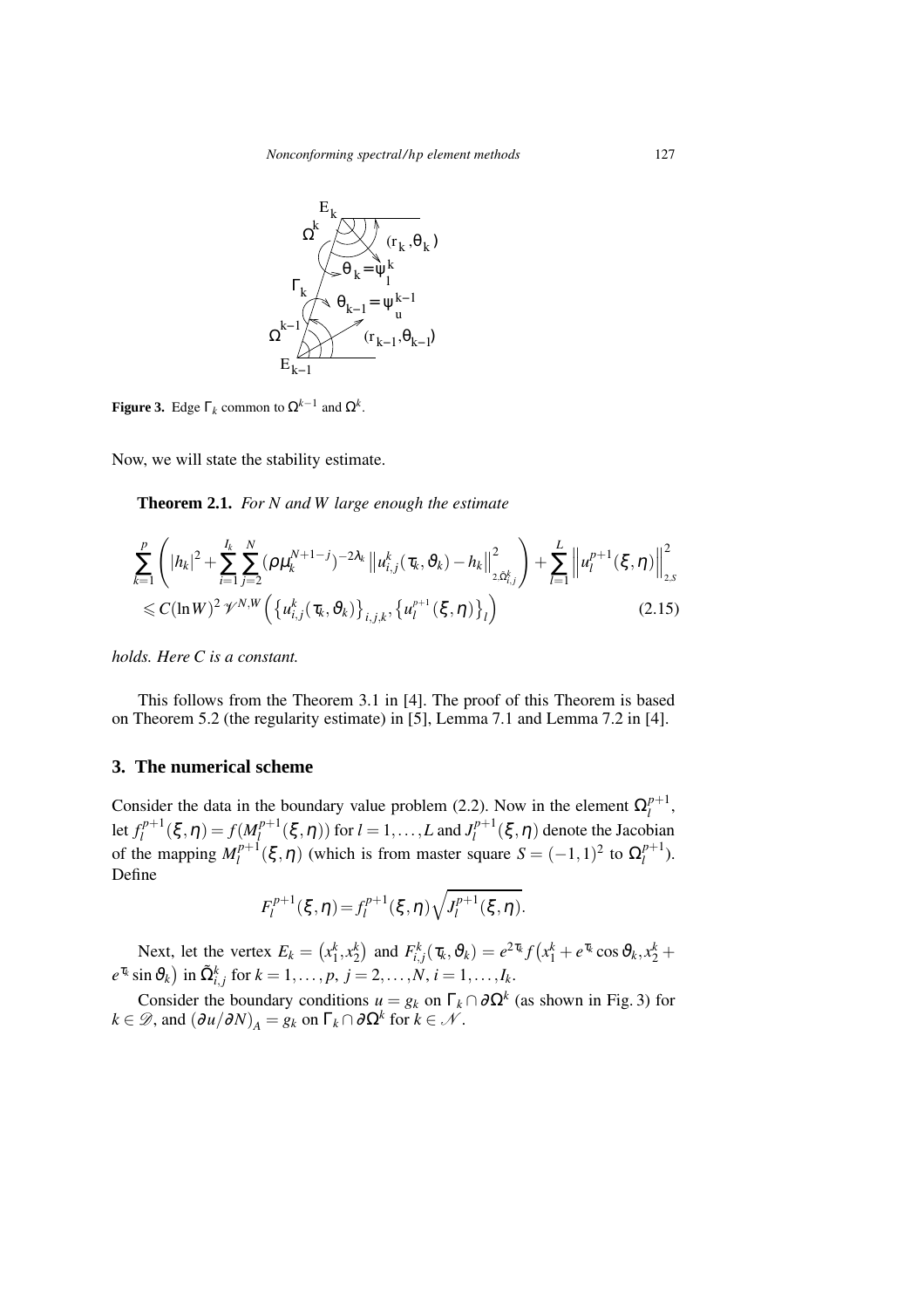**Figure 3.** Edge $\Gamma_k$ common to $\Omega^{k-1}$ and $\Omega^k$.

Now, we will state the stability estimate.

**Theorem 2.1.** *For $N$ and $W$ large enough the estimate*

$$
\sum_{k=1}^{p}\left(|h_k|^2+\sum_{i=1}^{I_k}\sum_{j=2}^{N}(\rho\mu_k^{N+1-j})^{-2\lambda_k}\left\|u_{i,j}^k(\tau_k,\vartheta_k)-h_k\right\|^2_{2,\tilde{\Omega}_{i,j}^k}\right)+\sum_{l=1}^{L}\left\|u_l^{p+1}(\xi,\eta)\right\|^2_{2,S}
$$
$$
\leqslant C(\ln W)^2\,\mathscr{V}^{N,W}\left(\left\{u_{i,j}^k(\tau_k,\vartheta_k)\right\}_{i,j,k},\left\{u_l^{p+1}(\xi,\eta)\right\}_l\right) \tag{2.15}
$$

*holds. Here $C$ is a constant.*

This follows from the Theorem 3.1 in [4]. The proof of this Theorem is based on Theorem 5.2 (the regularity estimate) in [5], Lemma 7.1 and Lemma 7.2 in [4].

## 3. The numerical scheme

Consider the data in the boundary value problem (2.2). Now in the element $\Omega_l^{p+1}$, let $f_l^{p+1}(\xi,\eta)=f(M_l^{p+1}(\xi,\eta))$ for $l=1,\ldots,L$ and $J_l^{p+1}(\xi,\eta)$ denote the Jacobian of the mapping $M_l^{p+1}(\xi,\eta)$ (which is from master square $S=(-1,1)^2$ to $\Omega_l^{p+1}$). Define

$$
F_l^{p+1}(\xi,\eta)=f_l^{p+1}(\xi,\eta)\sqrt{J_l^{p+1}(\xi,\eta)}.
$$

Next, let the vertex $E_k=\left(x_1^k,x_2^k\right)$ and $F_{i,j}^k(\tau_k,\vartheta_k)=e^{2\tau_k}f\left(x_1^k+e^{\tau_k}\cos\vartheta_k,x_2^k+e^{\tau_k}\sin\vartheta_k\right)$ in $\tilde{\Omega}_{i,j}^k$ for $k=1,\ldots,p,\ j=2,\ldots,N,\ i=1,\ldots,I_k$.

Consider the boundary conditions $u=g_k$ on $\Gamma_k\cap\partial\Omega^k$ (as shown in Fig. 3) for $k\in\mathscr{D}$, and $\left(\partial u/\partial N\right)_A=g_k$ on $\Gamma_k\cap\partial\Omega^k$ for $k\in\mathscr{N}$.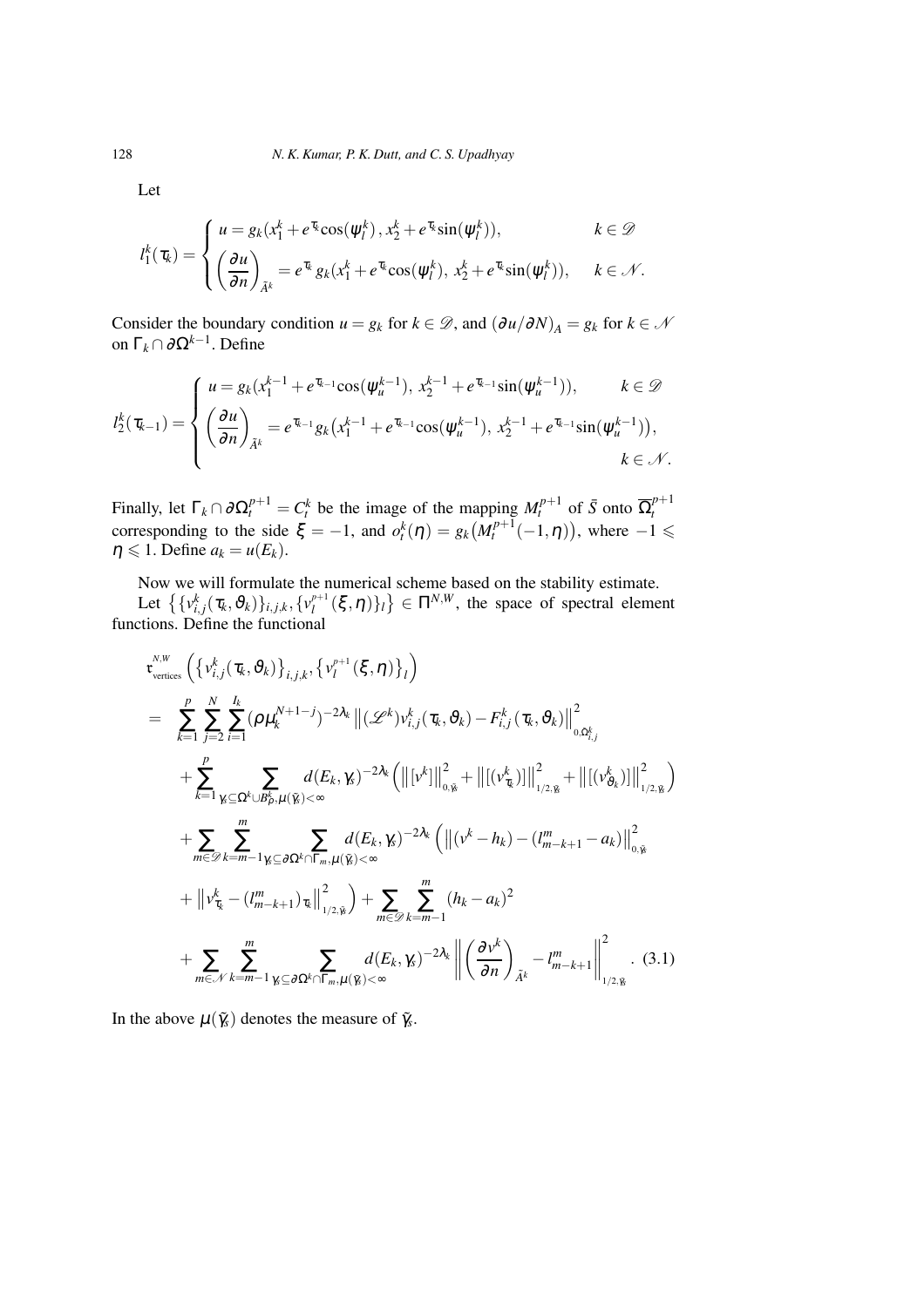Let

$$
l_1^k(\tau_k) = \begin{cases} u = g_k(x_1^k + e^{\tau_k}\cos(\psi_l^k), x_2^k + e^{\tau_k}\sin(\psi_l^k)), & k \in \mathscr{D} \\ \left(\dfrac{\partial u}{\partial n}\right)_{\tilde{A}^k} = e^{\tau_k}\, g_k(x_1^k + e^{\tau_k}\cos(\psi_l^k),\, x_2^k + e^{\tau_k}\sin(\psi_l^k)), & k \in \mathscr{N}. \end{cases}
$$

Consider the boundary condition $u = g_k$ for $k \in \mathscr{D}$, and $(\partial u/\partial N)_A = g_k$ for $k \in \mathscr{N}$ on $\Gamma_k \cap \partial\Omega^{k-1}$. Define

$$
l_2^k(\tau_{k-1}) = \begin{cases} u = g_k(x_1^{k-1} + e^{\tau_{k-1}}\cos(\psi_u^{k-1}),\, x_2^{k-1} + e^{\tau_{k-1}}\sin(\psi_u^{k-1})), & k \in \mathscr{D} \\ \left(\dfrac{\partial u}{\partial n}\right)_{\tilde{A}^k} = e^{\tau_{k-1}} g_k\big(x_1^{k-1} + e^{\tau_{k-1}}\cos(\psi_u^{k-1}),\, x_2^{k-1} + e^{\tau_{k-1}}\sin(\psi_u^{k-1})\big), & \\ & k \in \mathscr{N}. \end{cases}
$$

Finally, let $\Gamma_k \cap \partial\Omega_t^{p+1} = C_t^k$ be the image of the mapping $M_t^{p+1}$ of $\bar{S}$ onto $\overline{\Omega}_t^{p+1}$ corresponding to the side $\xi = -1$, and $o_t^k(\eta) = g_k\big(M_t^{p+1}(-1,\eta)\big)$, where $-1 \leqslant \eta \leqslant 1$. Define $a_k = u(E_k)$.

Now we will formulate the numerical scheme based on the stability estimate.

Let $\big\{\{v_{i,j}^k(\tau_k,\vartheta_k)\}_{i,j,k}, \{v_l^{p+1}(\xi,\eta)\}_l\big\} \in \Pi^{N,W}$, the space of spectral element functions. Define the functional

$$
\begin{aligned}
&\mathfrak{r}_{\text{vertices}}^{N,W}\Big(\big\{v_{i,j}^k(\tau_k,\vartheta_k)\big\}_{i,j,k}, \big\{v_l^{p+1}(\xi,\eta)\big\}_l\Big) \\
&= \sum_{k=1}^{p}\sum_{j=2}^{N}\sum_{i=1}^{I_k} (\rho\mu_k^{N+1-j})^{-2\lambda_k}\left\|(\mathscr{L}^k)v_{i,j}^k(\tau_k,\vartheta_k) - F_{i,j}^k(\tau_k,\vartheta_k)\right\|_{0,\Omega_{i,j}^k}^2 \\
&\quad + \sum_{k=1}^{p}\sum_{\gamma_s\subseteq\Omega^k\cup B_\rho^k,\mu(\tilde{\gamma}_s)<\infty} d(E_k,\gamma_s)^{-2\lambda_k}\Big(\left\|[v^k]\right\|_{0,\tilde{\gamma}_s}^2 + \left\|[(v_{\tau_k}^k)]\right\|_{1/2,\tilde{\gamma}_s}^2 + \left\|[(v_{\vartheta_k}^k)]\right\|_{1/2,\tilde{\gamma}_s}^2\Big) \\
&\quad + \sum_{m\in\mathscr{D}}\sum_{k=m-1}^{m}\sum_{\gamma_s\subseteq\partial\Omega^k\cap\Gamma_m,\mu(\tilde{\gamma}_s)<\infty} d(E_k,\gamma_s)^{-2\lambda_k}\Big(\left\|(v^k - h_k) - (l_{m-k+1}^m - a_k)\right\|_{0,\tilde{\gamma}_s}^2 \\
&\quad + \left\|v_{\tau_k}^k - (l_{m-k+1}^m)_{\tau_k}\right\|_{1/2,\tilde{\gamma}_s}^2\Big) + \sum_{m\in\mathscr{D}}\sum_{k=m-1}^{m}(h_k - a_k)^2 \\
&\quad + \sum_{m\in\mathscr{N}}\sum_{k=m-1}^{m}\sum_{\gamma_s\subseteq\partial\Omega^k\cap\Gamma_m,\mu(\tilde{\gamma}_s)<\infty} d(E_k,\gamma_s)^{-2\lambda_k}\left\|\left(\frac{\partial v^k}{\partial n}\right)_{\tilde{A}^k} - l_{m-k+1}^m\right\|_{1/2,\tilde{\gamma}_s}^2. \quad (3.1)
\end{aligned}
$$

In the above $\mu(\tilde{\gamma}_s)$ denotes the measure of $\tilde{\gamma}_s$.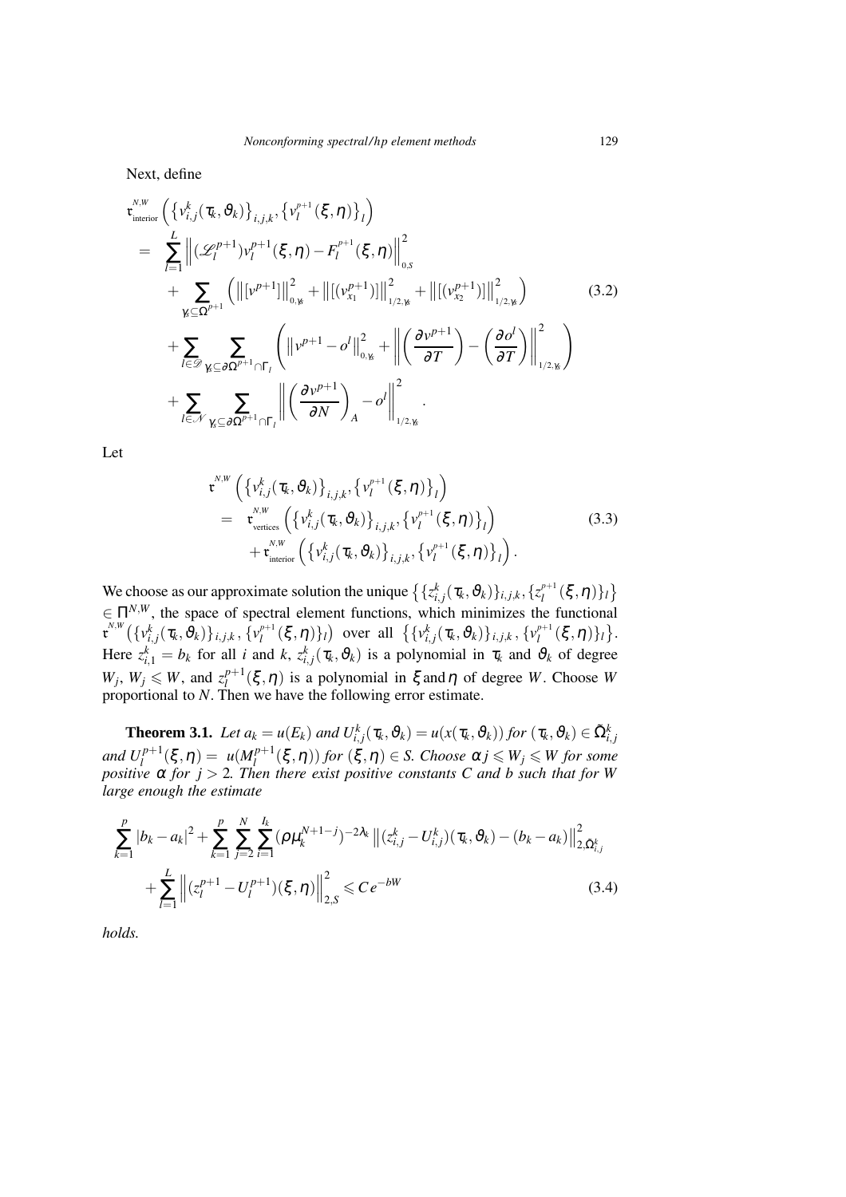Next, define

$$
\begin{aligned}
& \mathfrak{r}^{N,W}_{\text{interior}}\left(\left\{v^k_{i,j}(\tau_k,\vartheta_k)\right\}_{i,j,k},\left\{v^{p+1}_l(\xi,\eta)\right\}_l\right)\\
&= \sum_{l=1}^{L}\left\|(\mathscr{L}^{p+1}_l)v^{p+1}_l(\xi,\eta)-F^{p+1}_l(\xi,\eta)\right\|^2_{0,S}\\
&\quad+\sum_{\gamma_s\subseteq\Omega^{p+1}}\left(\left\|[v^{p+1}]\right\|^2_{0,\gamma_s}+\left\|[(v^{p+1}_{x_1})]\right\|^2_{1/2,\gamma_s}+\left\|[(v^{p+1}_{x_2})]\right\|^2_{1/2,\gamma_s}\right) \qquad (3.2)\\
&\quad+\sum_{l\in\mathscr{D}}\sum_{\gamma_s\subseteq\partial\Omega^{p+1}\cap\Gamma_l}\left(\left\|v^{p+1}-o^l\right\|^2_{0,\gamma_s}+\left\|\left(\frac{\partial v^{p+1}}{\partial T}\right)-\left(\frac{\partial o^l}{\partial T}\right)\right\|^2_{1/2,\gamma_s}\right)\\
&\quad+\sum_{l\in\mathscr{N}}\sum_{\gamma_s\subseteq\partial\Omega^{p+1}\cap\Gamma_l}\left\|\left(\frac{\partial v^{p+1}}{\partial N}\right)_A-o^l\right\|^2_{1/2,\gamma_s}.
\end{aligned}
$$

Let

$$
\begin{aligned}
& \mathfrak{r}^{N,W}\left(\left\{v^k_{i,j}(\tau_k,\vartheta_k)\right\}_{i,j,k},\left\{v^{p+1}_l(\xi,\eta)\right\}_l\right)\\
&= \mathfrak{r}^{N,W}_{\text{vertices}}\left(\left\{v^k_{i,j}(\tau_k,\vartheta_k)\right\}_{i,j,k},\left\{v^{p+1}_l(\xi,\eta)\right\}_l\right) \qquad (3.3)\\
&\quad+\mathfrak{r}^{N,W}_{\text{interior}}\left(\left\{v^k_{i,j}(\tau_k,\vartheta_k)\right\}_{i,j,k},\left\{v^{p+1}_l(\xi,\eta)\right\}_l\right).
\end{aligned}
$$

We choose as our approximate solution the unique $\left\{\{z^k_{i,j}(\tau_k,\vartheta_k)\}_{i,j,k},\{z^{p+1}_l(\xi,\eta)\}_l\right\} \in \Pi^{N,W}$, the space of spectral element functions, which minimizes the functional $\mathfrak{r}^{N,W}\left(\{v^k_{i,j}(\tau_k,\vartheta_k)\}_{i,j,k},\{v^{p+1}_l(\xi,\eta)\}_l\right)$ over all $\left\{\{v^k_{i,j}(\tau_k,\vartheta_k)\}_{i,j,k},\{v^{p+1}_l(\xi,\eta)\}_l\right\}$. Here $z^k_{i,1}=b_k$ for all $i$ and $k$, $z^k_{i,j}(\tau_k,\vartheta_k)$ is a polynomial in $\tau_k$ and $\vartheta_k$ of degree $W_j$, $W_j\leqslant W$, and $z^{p+1}_l(\xi,\eta)$ is a polynomial in $\xi$ and $\eta$ of degree $W$. Choose $W$ proportional to $N$. Then we have the following error estimate.

**Theorem 3.1.** *Let $a_k=u(E_k)$ and $U^k_{i,j}(\tau_k,\vartheta_k)=u(x(\tau_k,\vartheta_k))$ for $(\tau_k,\vartheta_k)\in\tilde{\Omega}^k_{i,j}$ and $U^{p+1}_l(\xi,\eta)=u(M^{p+1}_l(\xi,\eta))$ for $(\xi,\eta)\in S$. Choose $\alpha j\leqslant W_j\leqslant W$ for some positive $\alpha$ for $j>2$. Then there exist positive constants $C$ and $b$ such that for $W$ large enough the estimate*

$$
\begin{aligned}
&\sum_{k=1}^{p}|b_k-a_k|^2+\sum_{k=1}^{p}\sum_{j=2}^{N}\sum_{i=1}^{I_k}(\rho\mu_k^{N+1-j})^{-2\lambda_k}\left\|(z^k_{i,j}-U^k_{i,j})(\tau_k,\vartheta_k)-(b_k-a_k)\right\|^2_{2,\tilde{\Omega}^k_{i,j}}\\
&\quad+\sum_{l=1}^{L}\left\|(z^{p+1}_l-U^{p+1}_l)(\xi,\eta)\right\|^2_{2,S}\leqslant Ce^{-bW} \qquad (3.4)
\end{aligned}
$$

*holds.*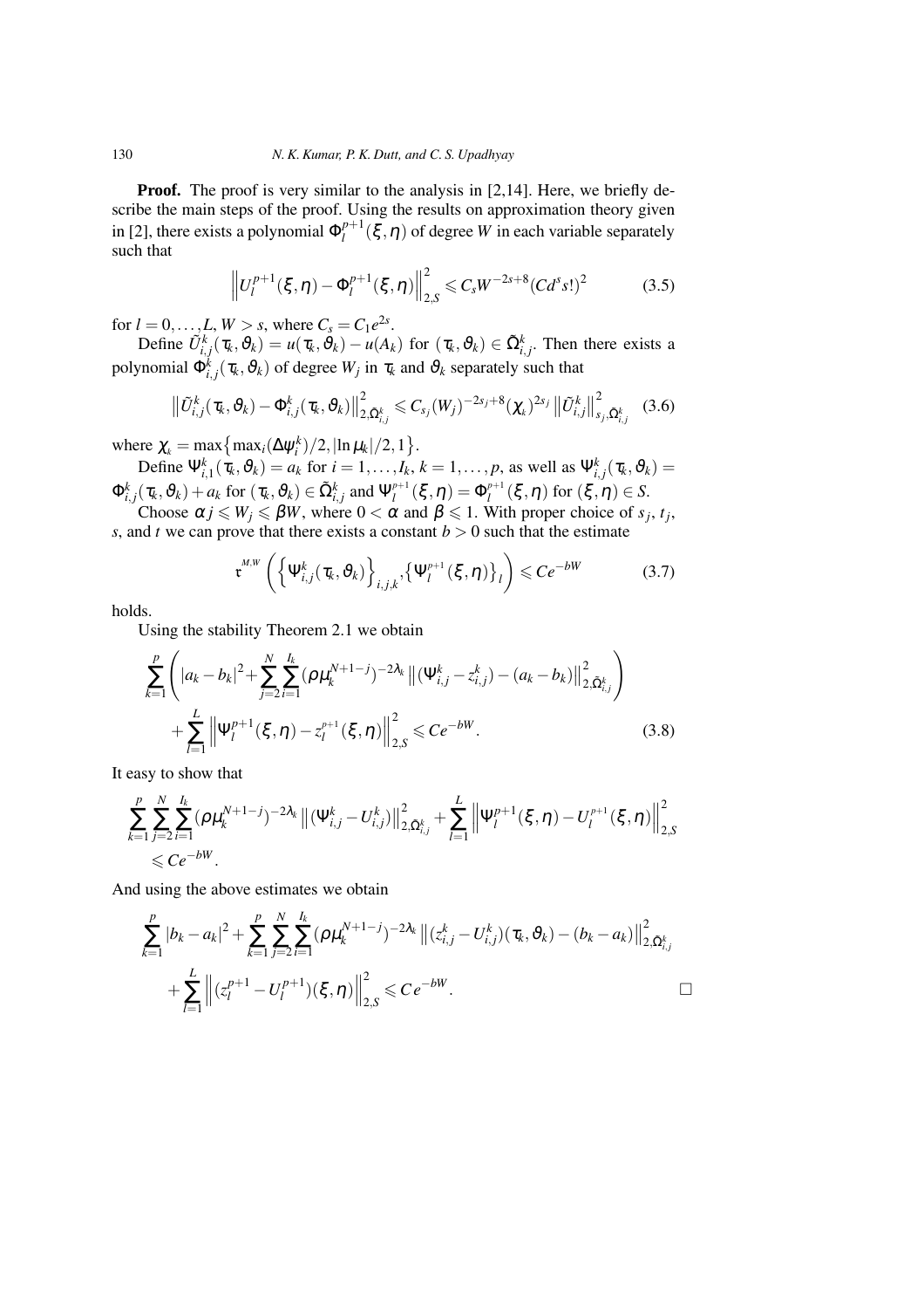**Proof.** The proof is very similar to the analysis in [2,14]. Here, we briefly describe the main steps of the proof. Using the results on approximation theory given in [2], there exists a polynomial $\Phi_l^{p+1}(\xi,\eta)$ of degree $W$ in each variable separately such that

$$\left\|U_l^{p+1}(\xi,\eta)-\Phi_l^{p+1}(\xi,\eta)\right\|_{2,S}^2 \leqslant C_s W^{-2s+8}(Cd^s s!)^2 \tag{3.5}$$

for $l=0,\ldots,L$, $W>s$, where $C_s=C_1 e^{2s}$.

Define $\tilde{U}_{i,j}^k(\tau_k,\vartheta_k)=u(\tau_k,\vartheta_k)-u(A_k)$ for $(\tau_k,\vartheta_k)\in\tilde{\Omega}_{i,j}^k$. Then there exists a polynomial $\Phi_{i,j}^k(\tau_k,\vartheta_k)$ of degree $W_j$ in $\tau_k$ and $\vartheta_k$ separately such that

$$\left\|\tilde{U}_{i,j}^k(\tau_k,\vartheta_k)-\Phi_{i,j}^k(\tau_k,\vartheta_k)\right\|_{2,\tilde{\Omega}_{i,j}^k}^2 \leqslant C_{s_j}(W_j)^{-2s_j+8}(\chi_k)^{2s_j}\left\|\tilde{U}_{i,j}^k\right\|_{s_j,\tilde{\Omega}_{i,j}^k}^2 \tag{3.6}$$

where $\chi_k=\max\left\{\max_i(\Delta\psi_i^k)/2, |\ln\mu_k|/2, 1\right\}$.

Define $\Psi_{i,1}^k(\tau_k,\vartheta_k)=a_k$ for $i=1,\ldots,I_k$, $k=1,\ldots,p$, as well as $\Psi_{i,j}^k(\tau_k,\vartheta_k)=\Phi_{i,j}^k(\tau_k,\vartheta_k)+a_k$ for $(\tau_k,\vartheta_k)\in\tilde{\Omega}_{i,j}^k$ and $\Psi_l^{p+1}(\xi,\eta)=\Phi_l^{p+1}(\xi,\eta)$ for $(\xi,\eta)\in S$.

Choose $\alpha j\leqslant W_j\leqslant\beta W$, where $0<\alpha$ and $\beta\leqslant 1$. With proper choice of $s_j$, $t_j$, $s$, and $t$ we can prove that there exists a constant $b>0$ such that the estimate

$$\mathfrak{r}^{M,W}\left(\left\{\Psi_{i,j}^k(\tau_k,\vartheta_k)\right\}_{i,j,k},\left\{\Psi_l^{p+1}(\xi,\eta)\right\}_l\right)\leqslant Ce^{-bW} \tag{3.7}$$

holds.

Using the stability Theorem 2.1 we obtain

$$\sum_{k=1}^p\left(|a_k-b_k|^2+\sum_{j=2}^N\sum_{i=1}^{I_k}(\rho\mu_k^{N+1-j})^{-2\lambda_k}\left\|(\Psi_{i,j}^k-z_{i,j}^k)-(a_k-b_k)\right\|_{2,\tilde{\Omega}_{i,j}^k}^2\right)$$
$$+\sum_{l=1}^L\left\|\Psi_l^{p+1}(\xi,\eta)-z_l^{p+1}(\xi,\eta)\right\|_{2,S}^2\leqslant Ce^{-bW}. \tag{3.8}$$

It easy to show that

$$\sum_{k=1}^p\sum_{j=2}^N\sum_{i=1}^{I_k}(\rho\mu_k^{N+1-j})^{-2\lambda_k}\left\|(\Psi_{i,j}^k-U_{i,j}^k)\right\|_{2,\tilde{\Omega}_{i,j}^k}^2+\sum_{l=1}^L\left\|\Psi_l^{p+1}(\xi,\eta)-U_l^{p+1}(\xi,\eta)\right\|_{2,S}^2$$
$$\leqslant Ce^{-bW}.$$

And using the above estimates we obtain

$$\sum_{k=1}^p|b_k-a_k|^2+\sum_{k=1}^p\sum_{j=2}^N\sum_{i=1}^{I_k}(\rho\mu_k^{N+1-j})^{-2\lambda_k}\left\|(z_{i,j}^k-U_{i,j}^k)(\tau_k,\vartheta_k)-(b_k-a_k)\right\|_{2,\tilde{\Omega}_{i,j}^k}^2$$
$$+\sum_{l=1}^L\left\|(z_l^{p+1}-U_l^{p+1})(\xi,\eta)\right\|_{2,S}^2\leqslant Ce^{-bW}. \qquad \square$$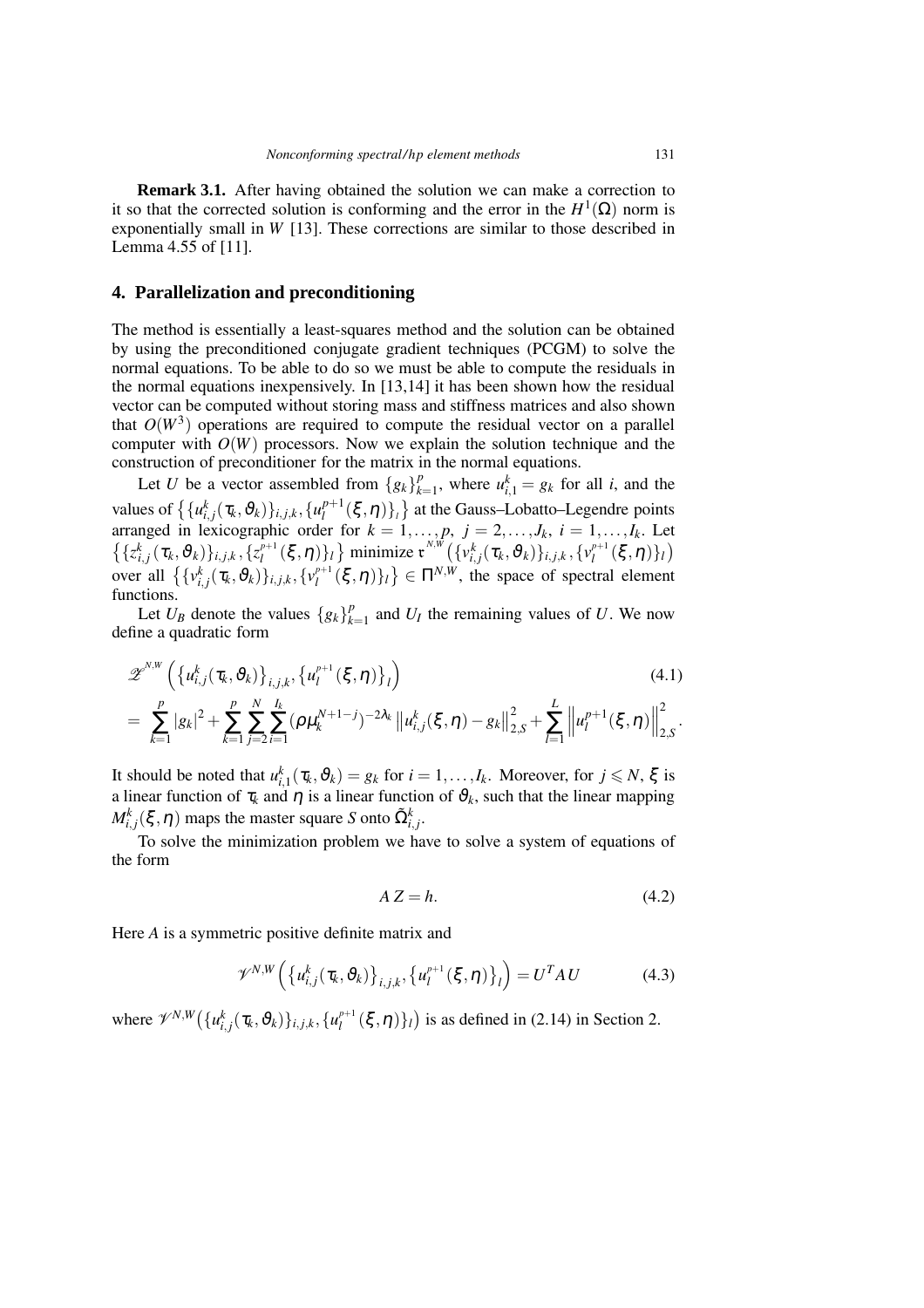**Remark 3.1.** After having obtained the solution we can make a correction to it so that the corrected solution is conforming and the error in the $H^1(\Omega)$ norm is exponentially small in $W$ [13]. These corrections are similar to those described in Lemma 4.55 of [11].

## 4. Parallelization and preconditioning

The method is essentially a least-squares method and the solution can be obtained by using the preconditioned conjugate gradient techniques (PCGM) to solve the normal equations. To be able to do so we must be able to compute the residuals in the normal equations inexpensively. In [13,14] it has been shown how the residual vector can be computed without storing mass and stiffness matrices and also shown that $O(W^3)$ operations are required to compute the residual vector on a parallel computer with $O(W)$ processors. Now we explain the solution technique and the construction of preconditioner for the matrix in the normal equations.

Let $U$ be a vector assembled from $\{g_k\}_{k=1}^p$, where $u_{i,1}^k = g_k$ for all $i$, and the values of $\left\{\{u_{i,j}^k(\tau_k,\vartheta_k)\}_{i,j,k}, \{u_l^{p+1}(\xi,\eta)\}_l\right\}$ at the Gauss–Lobatto–Legendre points arranged in lexicographic order for $k = 1,\ldots,p$, $j = 2,\ldots,J_k$, $i = 1,\ldots,I_k$. Let $\left\{\{z_{i,j}^k(\tau_k,\vartheta_k)\}_{i,j,k}, \{z_l^{p+1}(\xi,\eta)\}_l\right\}$ minimize $\mathfrak{r}^{N,W}\left(\{v_{i,j}^k(\tau_k,\vartheta_k)\}_{i,j,k}, \{v_l^{p+1}(\xi,\eta)\}_l\right)$ over all $\left\{\{v_{i,j}^k(\tau_k,\vartheta_k)\}_{i,j,k}, \{v_l^{p+1}(\xi,\eta)\}_l\right\} \in \Pi^{N,W}$, the space of spectral element functions.

Let $U_B$ denote the values $\{g_k\}_{k=1}^p$ and $U_I$ the remaining values of $U$. We now define a quadratic form

$$
\begin{aligned}
&\mathscr{Z}^{N,W}\left(\left\{u_{i,j}^k(\tau_k,\vartheta_k)\right\}_{i,j,k}, \left\{u_l^{p+1}(\xi,\eta)\right\}_l\right) \qquad (4.1)\\
&= \sum_{k=1}^p |g_k|^2 + \sum_{k=1}^p \sum_{j=2}^N \sum_{i=1}^{I_k} (\rho\mu_k^{N+1-j})^{-2\lambda_k} \left\|u_{i,j}^k(\xi,\eta) - g_k\right\|_{2,S}^2 + \sum_{l=1}^L \left\|u_l^{p+1}(\xi,\eta)\right\|_{2,S}^2 .
\end{aligned}
$$

It should be noted that $u_{i,1}^k(\tau_k,\vartheta_k) = g_k$ for $i = 1,\ldots,I_k$. Moreover, for $j \leqslant N$, $\xi$ is a linear function of $\tau_k$ and $\eta$ is a linear function of $\vartheta_k$, such that the linear mapping $M_{i,j}^k(\xi,\eta)$ maps the master square $S$ onto $\tilde{\Omega}_{i,j}^k$.

To solve the minimization problem we have to solve a system of equations of the form

$$
AZ = h. \qquad (4.2)
$$

Here $A$ is a symmetric positive definite matrix and

$$
\mathscr{V}^{N,W}\left(\left\{u_{i,j}^k(\tau_k,\vartheta_k)\right\}_{i,j,k}, \left\{u_l^{p+1}(\xi,\eta)\right\}_l\right) = U^T A U \qquad (4.3)
$$

where $\mathscr{V}^{N,W}\left(\{u_{i,j}^k(\tau_k,\vartheta_k)\}_{i,j,k}, \{u_l^{p+1}(\xi,\eta)\}_l\right)$ is as defined in (2.14) in Section 2.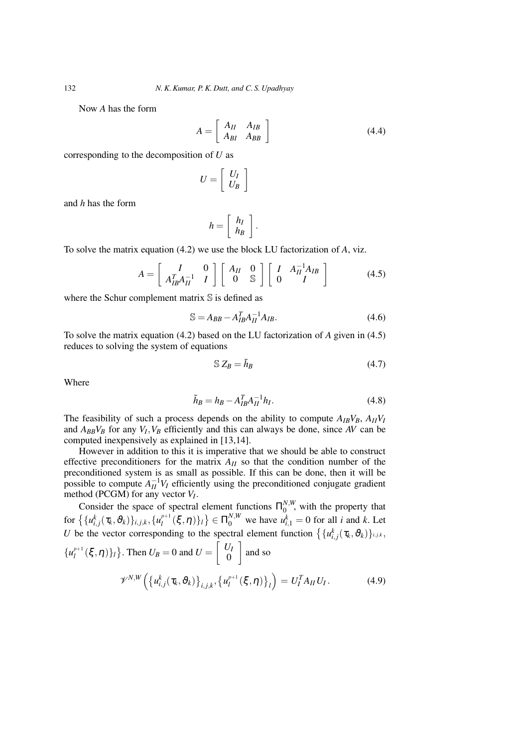Now $A$ has the form

$$A = \begin{bmatrix} A_{II} & A_{IB} \\ A_{BI} & A_{BB} \end{bmatrix} \tag{4.4}$$

corresponding to the decomposition of $U$ as

$$U = \begin{bmatrix} U_I \\ U_B \end{bmatrix}$$

and $h$ has the form

$$h = \begin{bmatrix} h_I \\ h_B \end{bmatrix}.$$

To solve the matrix equation (4.2) we use the block LU factorization of $A$, viz.

$$A = \begin{bmatrix} I & 0 \\ A_{IB}^T A_{II}^{-1} & I \end{bmatrix} \begin{bmatrix} A_{II} & 0 \\ 0 & \mathbb{S} \end{bmatrix} \begin{bmatrix} I & A_{II}^{-1} A_{IB} \\ 0 & I \end{bmatrix} \tag{4.5}$$

where the Schur complement matrix $\mathbb{S}$ is defined as

$$\mathbb{S} = A_{BB} - A_{IB}^T A_{II}^{-1} A_{IB}. \tag{4.6}$$

To solve the matrix equation (4.2) based on the LU factorization of $A$ given in (4.5) reduces to solving the system of equations

$$\mathbb{S}\, Z_B = \tilde{h}_B \tag{4.7}$$

Where

$$\tilde{h}_B = h_B - A_{IB}^T A_{II}^{-1} h_I. \tag{4.8}$$

The feasibility of such a process depends on the ability to compute $A_{IB} V_B$, $A_{II} V_I$ and $A_{BB} V_B$ for any $V_I, V_B$ efficiently and this can always be done, since $AV$ can be computed inexpensively as explained in [13,14].

However in addition to this it is imperative that we should be able to construct effective preconditioners for the matrix $A_{II}$ so that the condition number of the preconditioned system is as small as possible. If this can be done, then it will be possible to compute $A_{II}^{-1} V_I$ efficiently using the preconditioned conjugate gradient method (PCGM) for any vector $V_I$.

Consider the space of spectral element functions $\Pi_0^{N,W}$, with the property that for $\left\{\{u_{i,j}^k(\tau_k, \vartheta_k)\}_{i,j,k}, \{u_l^{p+1}(\xi,\eta)\}_l\right\} \in \Pi_0^{N,W}$ we have $u_{i,1}^k = 0$ for all $i$ and $k$. Let $U$ be the vector corresponding to the spectral element function $\left\{\{u_{i,j}^k(\tau_k, \vartheta_k)\}_{i,j,k}, \{u_l^{p+1}(\xi,\eta)\}_l\right\}$. Then $U_B = 0$ and $U = \begin{bmatrix} U_I \\ 0 \end{bmatrix}$ and so

$$\mathscr{V}^{N,W}\left(\left\{u_{i,j}^k(\tau_k, \vartheta_k)\right\}_{i,j,k}, \left\{u_l^{p+1}(\xi,\eta)\right\}_l\right) = U_I^T A_{II} U_I. \tag{4.9}$$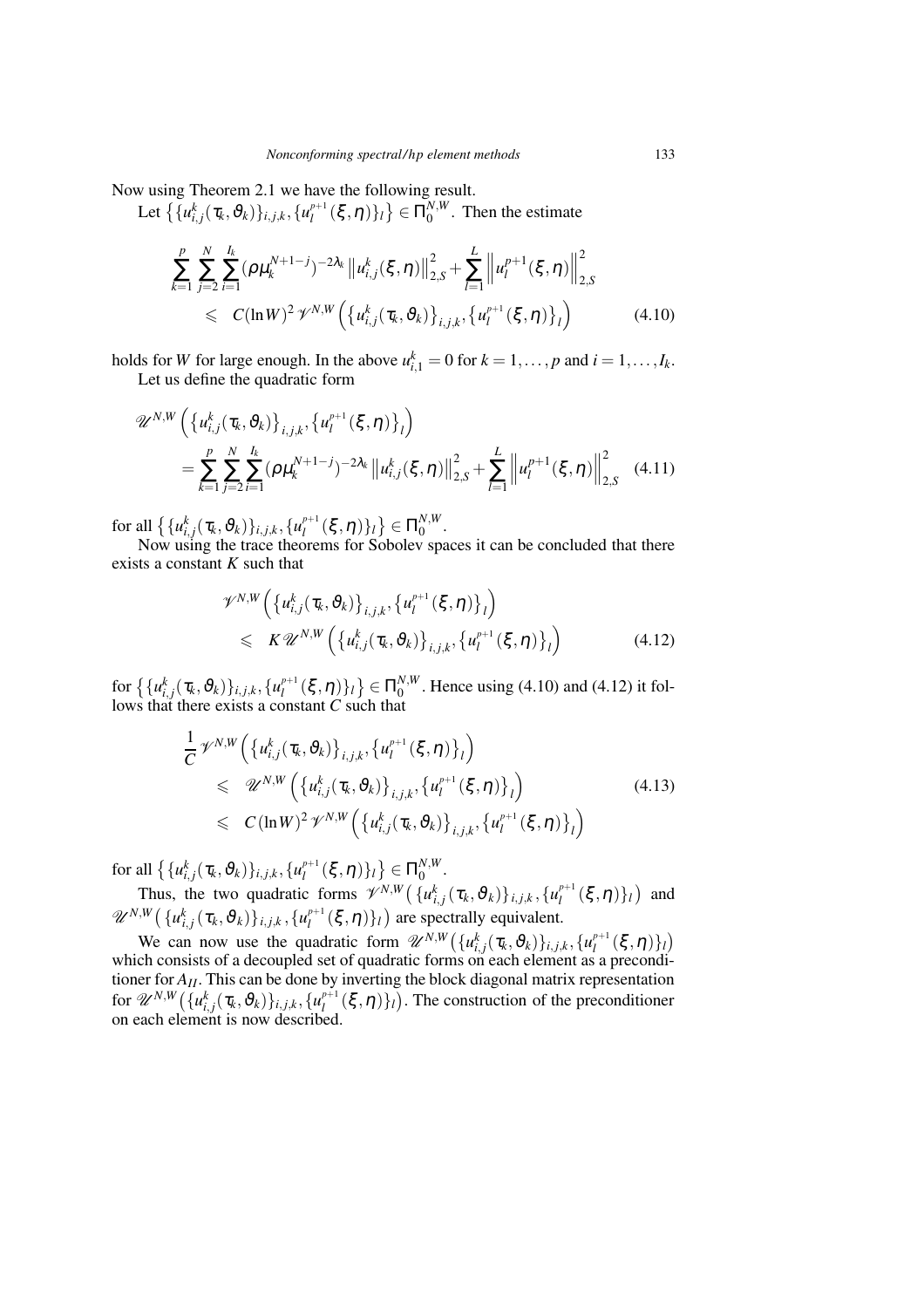Now using Theorem 2.1 we have the following result.

Let $\left\{\{u^k_{i,j}(\tau_k,\vartheta_k)\}_{i,j,k}, \{u^{p+1}_l(\xi,\eta)\}_l\right\} \in \Pi^{N,W}_0$. Then the estimate

$$
\begin{aligned}
&\sum_{k=1}^{p}\sum_{j=2}^{N}\sum_{i=1}^{I_k}(\rho\mu_k^{N+1-j})^{-2\lambda_k}\left\|u^k_{i,j}(\xi,\eta)\right\|^2_{2,S} + \sum_{l=1}^{L}\left\|u^{p+1}_l(\xi,\eta)\right\|^2_{2,S} \\
&\qquad \leqslant \; C(\ln W)^2\,\mathscr{V}^{N,W}\left(\left\{u^k_{i,j}(\tau_k,\vartheta_k)\right\}_{i,j,k}, \left\{u^{p+1}_l(\xi,\eta)\right\}_l\right)
\end{aligned}
\tag{4.10}
$$

holds for $W$ for large enough. In the above $u^k_{i,1} = 0$ for $k = 1,\ldots,p$ and $i = 1,\ldots,I_k$.

Let us define the quadratic form

$$
\begin{aligned}
&\mathscr{U}^{N,W}\left(\left\{u^k_{i,j}(\tau_k,\vartheta_k)\right\}_{i,j,k}, \left\{u^{p+1}_l(\xi,\eta)\right\}_l\right) \\
&\quad = \sum_{k=1}^{p}\sum_{j=2}^{N}\sum_{i=1}^{I_k}(\rho\mu_k^{N+1-j})^{-2\lambda_k}\left\|u^k_{i,j}(\xi,\eta)\right\|^2_{2,S} + \sum_{l=1}^{L}\left\|u^{p+1}_l(\xi,\eta)\right\|^2_{2,S}
\end{aligned}
\tag{4.11}
$$

for all $\left\{\{u^k_{i,j}(\tau_k,\vartheta_k)\}_{i,j,k}, \{u^{p+1}_l(\xi,\eta)\}_l\right\} \in \Pi^{N,W}_0$.

Now using the trace theorems for Sobolev spaces it can be concluded that there exists a constant $K$ such that

$$
\begin{aligned}
&\mathscr{V}^{N,W}\left(\left\{u^k_{i,j}(\tau_k,\vartheta_k)\right\}_{i,j,k}, \left\{u^{p+1}_l(\xi,\eta)\right\}_l\right) \\
&\qquad \leqslant \; K\,\mathscr{U}^{N,W}\left(\left\{u^k_{i,j}(\tau_k,\vartheta_k)\right\}_{i,j,k}, \left\{u^{p+1}_l(\xi,\eta)\right\}_l\right)
\end{aligned}
\tag{4.12}
$$

for $\left\{\{u^k_{i,j}(\tau_k,\vartheta_k)\}_{i,j,k}, \{u^{p+1}_l(\xi,\eta)\}_l\right\} \in \Pi^{N,W}_0$. Hence using (4.10) and (4.12) it follows that there exists a constant $C$ such that

$$
\begin{aligned}
&\frac{1}{C}\,\mathscr{V}^{N,W}\left(\left\{u^k_{i,j}(\tau_k,\vartheta_k)\right\}_{i,j,k}, \left\{u^{p+1}_l(\xi,\eta)\right\}_l\right) \\
&\qquad \leqslant \; \mathscr{U}^{N,W}\left(\left\{u^k_{i,j}(\tau_k,\vartheta_k)\right\}_{i,j,k}, \left\{u^{p+1}_l(\xi,\eta)\right\}_l\right) \\
&\qquad \leqslant \; C(\ln W)^2\,\mathscr{V}^{N,W}\left(\left\{u^k_{i,j}(\tau_k,\vartheta_k)\right\}_{i,j,k}, \left\{u^{p+1}_l(\xi,\eta)\right\}_l\right)
\end{aligned}
\tag{4.13}
$$

for all $\left\{\{u^k_{i,j}(\tau_k,\vartheta_k)\}_{i,j,k}, \{u^{p+1}_l(\xi,\eta)\}_l\right\} \in \Pi^{N,W}_0$.

Thus, the two quadratic forms $\mathscr{V}^{N,W}\left(\{u^k_{i,j}(\tau_k,\vartheta_k)\}_{i,j,k}, \{u^{p+1}_l(\xi,\eta)\}_l\right)$ and $\mathscr{U}^{N,W}\left(\{u^k_{i,j}(\tau_k,\vartheta_k)\}_{i,j,k}, \{u^{p+1}_l(\xi,\eta)\}_l\right)$ are spectrally equivalent.

We can now use the quadratic form $\mathscr{U}^{N,W}\left(\{u^k_{i,j}(\tau_k,\vartheta_k)\}_{i,j,k}, \{u^{p+1}_l(\xi,\eta)\}_l\right)$ which consists of a decoupled set of quadratic forms on each element as a preconditioner for $A_{II}$. This can be done by inverting the block diagonal matrix representation for $\mathscr{U}^{N,W}\left(\{u^k_{i,j}(\tau_k,\vartheta_k)\}_{i,j,k}, \{u^{p+1}_l(\xi,\eta)\}_l\right)$. The construction of the preconditioner on each element is now described.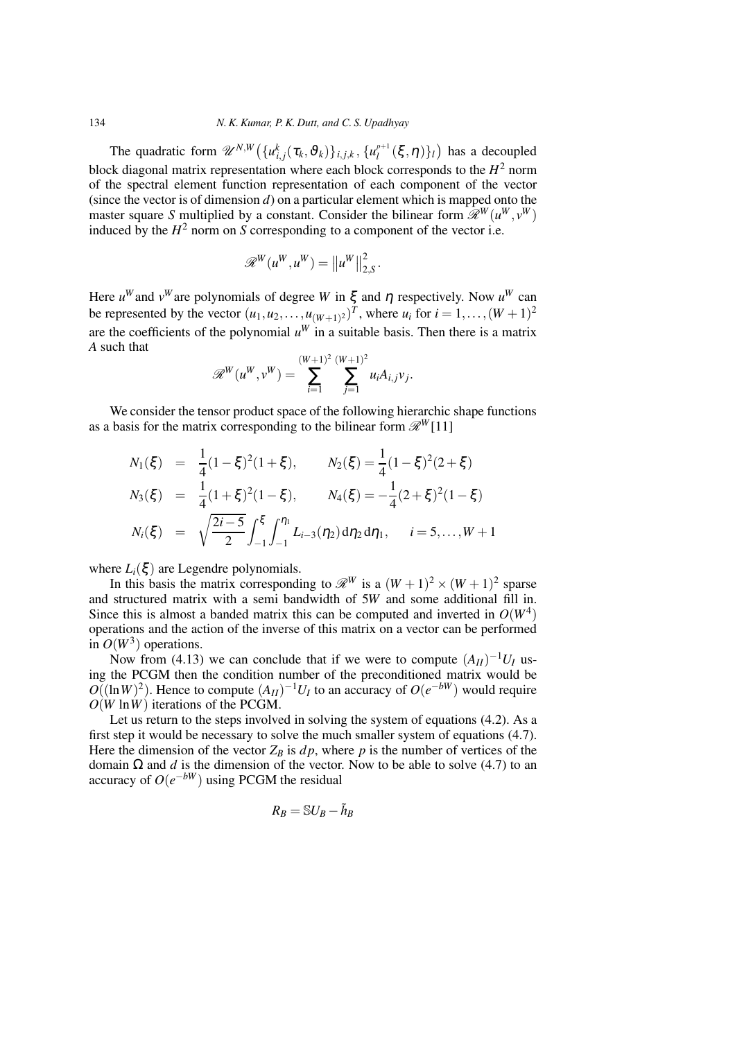The quadratic form $\mathscr{U}^{N,W}\big(\{u^k_{i,j}(\tau_k,\vartheta_k)\}_{i,j,k}, \{u^{p+1}_l(\xi,\eta)\}_l\big)$ has a decoupled block diagonal matrix representation where each block corresponds to the $H^2$ norm of the spectral element function representation of each component of the vector (since the vector is of dimension $d$) on a particular element which is mapped onto the master square $S$ multiplied by a constant. Consider the bilinear form $\mathscr{R}^W(u^W, v^W)$ induced by the $H^2$ norm on $S$ corresponding to a component of the vector i.e.

$$\mathscr{R}^W(u^W, u^W) = \left\|u^W\right\|^2_{2,S}.$$

Here $u^W$ and $v^W$ are polynomials of degree $W$ in $\xi$ and $\eta$ respectively. Now $u^W$ can be represented by the vector $(u_1, u_2, \ldots, u_{(W+1)^2})^T$, where $u_i$ for $i = 1, \ldots, (W+1)^2$ are the coefficients of the polynomial $u^W$ in a suitable basis. Then there is a matrix $A$ such that

$$\mathscr{R}^W(u^W, v^W) = \sum_{i=1}^{(W+1)^2} \sum_{j=1}^{(W+1)^2} u_i A_{i,j} v_j.$$

We consider the tensor product space of the following hierarchic shape functions as a basis for the matrix corresponding to the bilinear form $\mathscr{R}^W$ [11]

$$\begin{aligned}
N_1(\xi) &= \frac{1}{4}(1-\xi)^2(1+\xi), \qquad N_2(\xi) = \frac{1}{4}(1-\xi)^2(2+\xi) \\
N_3(\xi) &= \frac{1}{4}(1+\xi)^2(1-\xi), \qquad N_4(\xi) = -\frac{1}{4}(2+\xi)^2(1-\xi) \\
N_i(\xi) &= \sqrt{\frac{2i-5}{2}} \int_{-1}^{\xi} \int_{-1}^{\eta_1} L_{i-3}(\eta_2)\, \mathrm{d}\eta_2\, \mathrm{d}\eta_1, \qquad i = 5, \ldots, W+1
\end{aligned}$$

where $L_i(\xi)$ are Legendre polynomials.

In this basis the matrix corresponding to $\mathscr{R}^W$ is a $(W+1)^2 \times (W+1)^2$ sparse and structured matrix with a semi bandwidth of $5W$ and some additional fill in. Since this is almost a banded matrix this can be computed and inverted in $O(W^4)$ operations and the action of the inverse of this matrix on a vector can be performed in $O(W^3)$ operations.

Now from (4.13) we can conclude that if we were to compute $(A_{II})^{-1}U_I$ using the PCGM then the condition number of the preconditioned matrix would be $O((\ln W)^2)$. Hence to compute $(A_{II})^{-1}U_I$ to an accuracy of $O(e^{-bW})$ would require $O(W \ln W)$ iterations of the PCGM.

Let us return to the steps involved in solving the system of equations (4.2). As a first step it would be necessary to solve the much smaller system of equations (4.7). Here the dimension of the vector $Z_B$ is $dp$, where $p$ is the number of vertices of the domain $\Omega$ and $d$ is the dimension of the vector. Now to be able to solve (4.7) to an accuracy of $O(e^{-bW})$ using PCGM the residual

$$R_B = \mathbb{S}U_B - \tilde{h}_B$$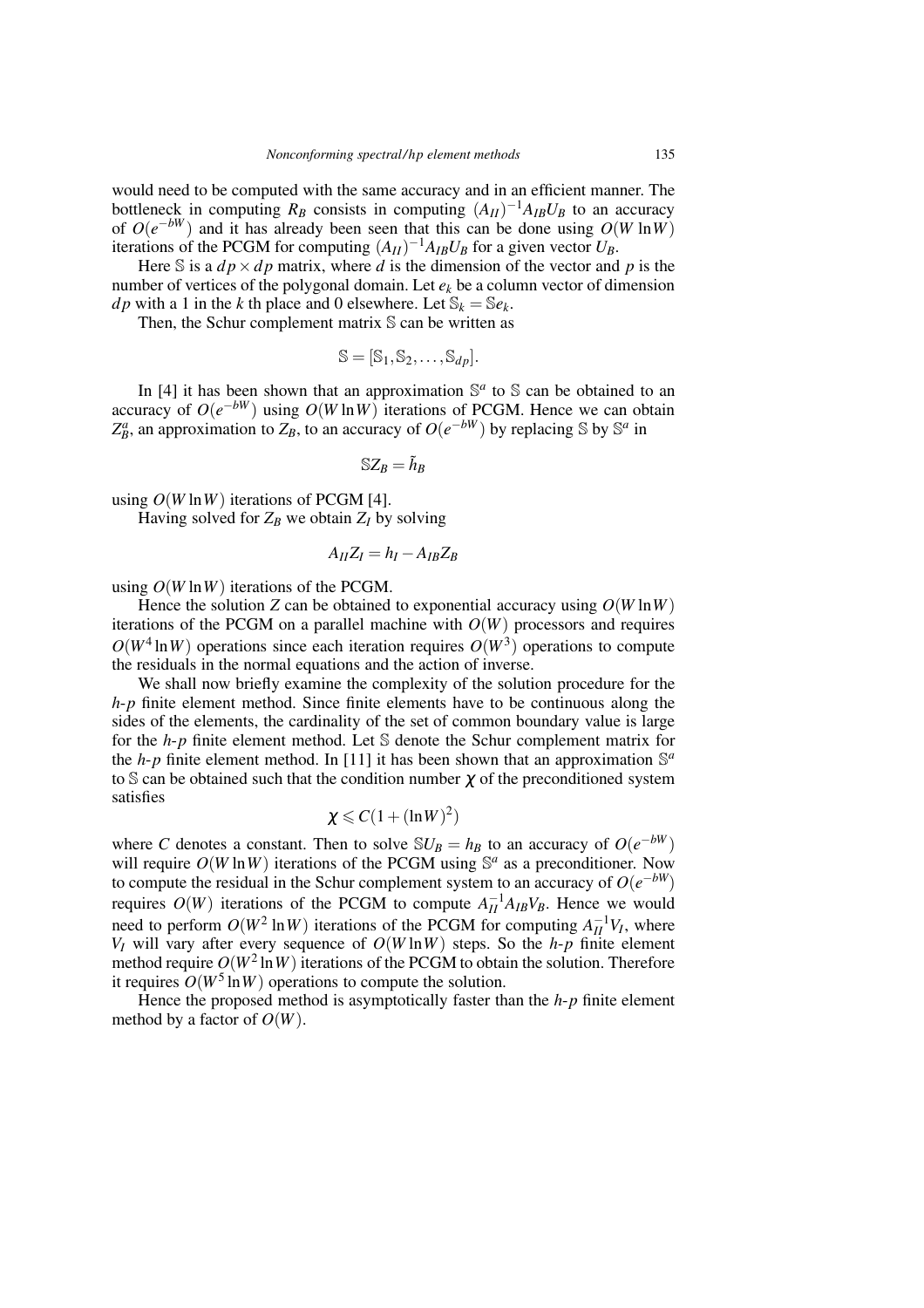would need to be computed with the same accuracy and in an efficient manner. The bottleneck in computing $R_B$ consists in computing $(A_{II})^{-1}A_{IB}U_B$ to an accuracy of $O(e^{-bW})$ and it has already been seen that this can be done using $O(W \ln W)$ iterations of the PCGM for computing $(A_{II})^{-1}A_{IB}U_B$ for a given vector $U_B$.

Here $\mathbb{S}$ is a $dp \times dp$ matrix, where $d$ is the dimension of the vector and $p$ is the number of vertices of the polygonal domain. Let $e_k$ be a column vector of dimension $dp$ with a 1 in the $k$ th place and 0 elsewhere. Let $\mathbb{S}_k = \mathbb{S}e_k$.

Then, the Schur complement matrix $\mathbb{S}$ can be written as

$$\mathbb{S} = [\mathbb{S}_1, \mathbb{S}_2, \ldots, \mathbb{S}_{dp}].$$

In [4] it has been shown that an approximation $\mathbb{S}^a$ to $\mathbb{S}$ can be obtained to an accuracy of $O(e^{-bW})$ using $O(W \ln W)$ iterations of PCGM. Hence we can obtain $Z_B^a$, an approximation to $Z_B$, to an accuracy of $O(e^{-bW})$ by replacing $\mathbb{S}$ by $\mathbb{S}^a$ in

$$\mathbb{S}Z_B = \tilde{h}_B$$

using $O(W \ln W)$ iterations of PCGM [4].

Having solved for $Z_B$ we obtain $Z_I$ by solving

$$A_{II}Z_I = h_I - A_{IB}Z_B$$

using $O(W \ln W)$ iterations of the PCGM.

Hence the solution $Z$ can be obtained to exponential accuracy using $O(W \ln W)$ iterations of the PCGM on a parallel machine with $O(W)$ processors and requires $O(W^4 \ln W)$ operations since each iteration requires $O(W^3)$ operations to compute the residuals in the normal equations and the action of inverse.

We shall now briefly examine the complexity of the solution procedure for the *h-p* finite element method. Since finite elements have to be continuous along the sides of the elements, the cardinality of the set of common boundary value is large for the *h-p* finite element method. Let $\mathbb{S}$ denote the Schur complement matrix for the *h-p* finite element method. In [11] it has been shown that an approximation $\mathbb{S}^a$ to $\mathbb{S}$ can be obtained such that the condition number $\chi$ of the preconditioned system satisfies

$$\chi \leqslant C(1 + (\ln W)^2)$$

where $C$ denotes a constant. Then to solve $\mathbb{S}U_B = h_B$ to an accuracy of $O(e^{-bW})$ will require $O(W \ln W)$ iterations of the PCGM using $\mathbb{S}^a$ as a preconditioner. Now to compute the residual in the Schur complement system to an accuracy of $O(e^{-bW})$ requires $O(W)$ iterations of the PCGM to compute $A_{II}^{-1}A_{IB}V_B$. Hence we would need to perform $O(W^2 \ln W)$ iterations of the PCGM for computing $A_{II}^{-1}V_I$, where $V_I$ will vary after every sequence of $O(W \ln W)$ steps. So the *h-p* finite element method require $O(W^2 \ln W)$ iterations of the PCGM to obtain the solution. Therefore it requires $O(W^5 \ln W)$ operations to compute the solution.

Hence the proposed method is asymptotically faster than the *h-p* finite element method by a factor of $O(W)$.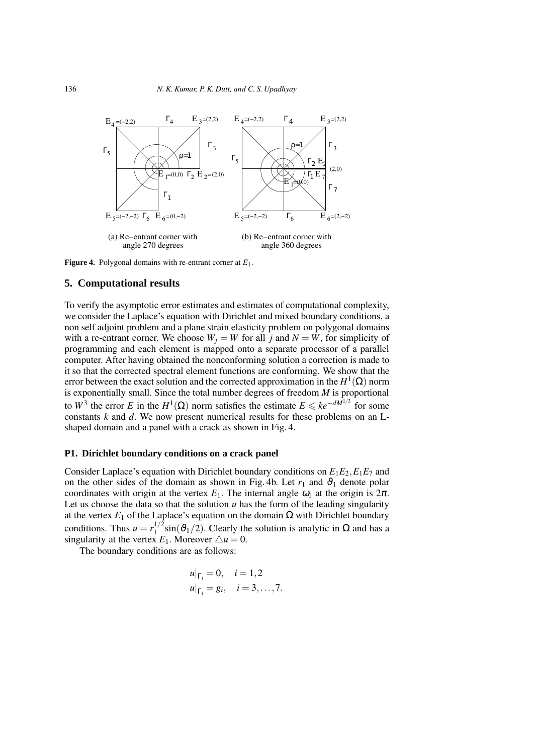**Figure 4.** Polygonal domains with re-entrant corner at $E_1$.

## 5. Computational results

To verify the asymptotic error estimates and estimates of computational complexity, we consider the Laplace's equation with Dirichlet and mixed boundary conditions, a non self adjoint problem and a plane strain elasticity problem on polygonal domains with a re-entrant corner. We choose $W_j = W$ for all $j$ and $N = W$, for simplicity of programming and each element is mapped onto a separate processor of a parallel computer. After having obtained the nonconforming solution a correction is made to it so that the corrected spectral element functions are conforming. We show that the error between the exact solution and the corrected approximation in the $H^1(\Omega)$ norm is exponentially small. Since the total number degrees of freedom $M$ is proportional to $W^3$ the error $E$ in the $H^1(\Omega)$ norm satisfies the estimate $E \leqslant ke^{-dM^{1/3}}$ for some constants $k$ and $d$. We now present numerical results for these problems on an L-shaped domain and a panel with a crack as shown in Fig. 4.

### P1. Dirichlet boundary conditions on a crack panel

Consider Laplace's equation with Dirichlet boundary conditions on $E_1E_2, E_1E_7$ and on the other sides of the domain as shown in Fig. 4b. Let $r_1$ and $\vartheta_1$ denote polar coordinates with origin at the vertex $E_1$. The internal angle $\omega_1$ at the origin is $2\pi$. Let us choose the data so that the solution $u$ has the form of the leading singularity at the vertex $E_1$ of the Laplace's equation on the domain $\Omega$ with Dirichlet boundary conditions. Thus $u = r_1^{1/2}\sin(\vartheta_1/2)$. Clearly the solution is analytic in $\Omega$ and has a singularity at the vertex $E_1$. Moreover $\triangle u = 0$.

The boundary conditions are as follows:

$$
\begin{aligned}
u|_{\Gamma_i} &= 0, \quad i = 1,2 \\
u|_{\Gamma_i} &= g_i, \quad i = 3,\ldots,7.
\end{aligned}
$$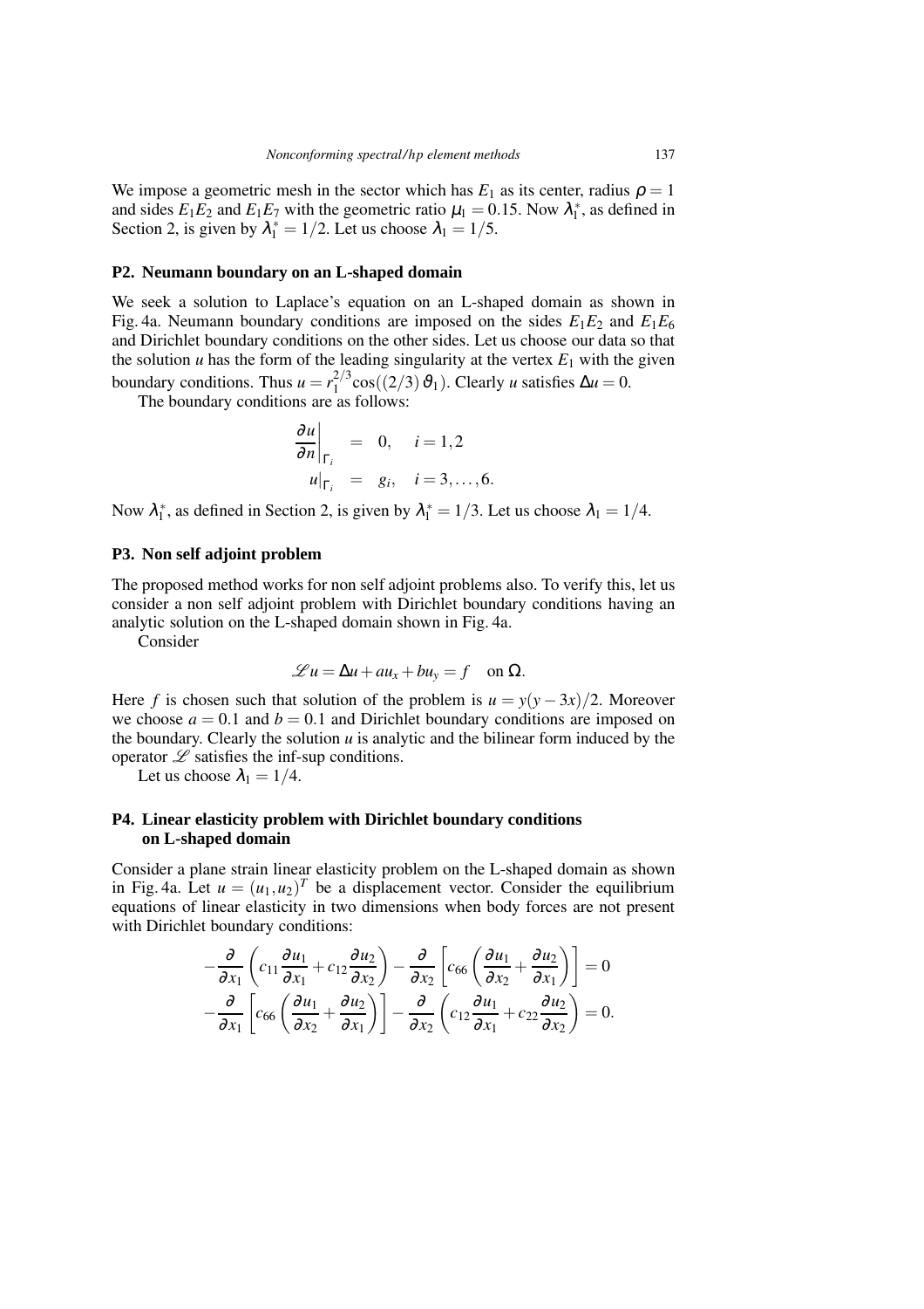We impose a geometric mesh in the sector which has $E_1$ as its center, radius $\rho = 1$ and sides $E_1E_2$ and $E_1E_7$ with the geometric ratio $\mu_1 = 0.15$. Now $\lambda_1^*$, as defined in Section 2, is given by $\lambda_1^* = 1/2$. Let us choose $\lambda_1 = 1/5$.

### P2. Neumann boundary on an L-shaped domain

We seek a solution to Laplace's equation on an L-shaped domain as shown in Fig. 4a. Neumann boundary conditions are imposed on the sides $E_1E_2$ and $E_1E_6$ and Dirichlet boundary conditions on the other sides. Let us choose our data so that the solution $u$ has the form of the leading singularity at the vertex $E_1$ with the given boundary conditions. Thus $u = r_1^{2/3}\cos((2/3)\,\vartheta_1)$. Clearly $u$ satisfies $\Delta u = 0$.

The boundary conditions are as follows:

$$\begin{aligned}
\left.\frac{\partial u}{\partial n}\right|_{\Gamma_i} &= 0, \quad i = 1,2 \\
u\big|_{\Gamma_i} &= g_i, \quad i = 3,\ldots,6.
\end{aligned}$$

Now $\lambda_1^*$, as defined in Section 2, is given by $\lambda_1^* = 1/3$. Let us choose $\lambda_1 = 1/4$.

### P3. Non self adjoint problem

The proposed method works for non self adjoint problems also. To verify this, let us consider a non self adjoint problem with Dirichlet boundary conditions having an analytic solution on the L-shaped domain shown in Fig. 4a.

Consider

$$\mathscr{L}u = \Delta u + au_x + bu_y = f \quad \text{on } \Omega.$$

Here $f$ is chosen such that solution of the problem is $u = y(y-3x)/2$. Moreover we choose $a = 0.1$ and $b = 0.1$ and Dirichlet boundary conditions are imposed on the boundary. Clearly the solution $u$ is analytic and the bilinear form induced by the operator $\mathscr{L}$ satisfies the inf-sup conditions.

Let us choose $\lambda_1 = 1/4$.

### P4. Linear elasticity problem with Dirichlet boundary conditions on L-shaped domain

Consider a plane strain linear elasticity problem on the L-shaped domain as shown in Fig. 4a. Let $u = (u_1, u_2)^T$ be a displacement vector. Consider the equilibrium equations of linear elasticity in two dimensions when body forces are not present with Dirichlet boundary conditions:

$$\begin{aligned}
-\frac{\partial}{\partial x_1}\left(c_{11}\frac{\partial u_1}{\partial x_1} + c_{12}\frac{\partial u_2}{\partial x_2}\right) - \frac{\partial}{\partial x_2}\left[c_{66}\left(\frac{\partial u_1}{\partial x_2} + \frac{\partial u_2}{\partial x_1}\right)\right] &= 0 \\
-\frac{\partial}{\partial x_1}\left[c_{66}\left(\frac{\partial u_1}{\partial x_2} + \frac{\partial u_2}{\partial x_1}\right)\right] - \frac{\partial}{\partial x_2}\left(c_{12}\frac{\partial u_1}{\partial x_1} + c_{22}\frac{\partial u_2}{\partial x_2}\right) &= 0.
\end{aligned}$$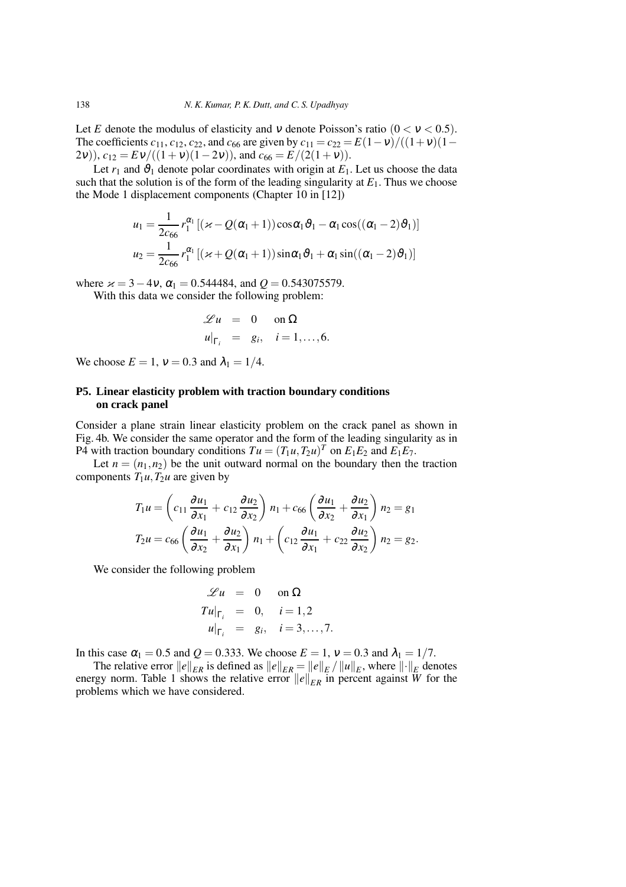Let $E$ denote the modulus of elasticity and $\nu$ denote Poisson's ratio $(0 < \nu < 0.5)$. The coefficients $c_{11}$, $c_{12}$, $c_{22}$, and $c_{66}$ are given by $c_{11} = c_{22} = E(1-\nu)/((1+\nu)(1-2\nu))$, $c_{12} = E\nu/((1+\nu)(1-2\nu))$, and $c_{66} = E/(2(1+\nu))$.

Let $r_1$ and $\vartheta_1$ denote polar coordinates with origin at $E_1$. Let us choose the data such that the solution is of the form of the leading singularity at $E_1$. Thus we choose the Mode 1 displacement components (Chapter 10 in [12])

$$
\begin{aligned}
u_1 &= \frac{1}{2c_{66}} r_1^{\alpha_1} \left[ (\varkappa - Q(\alpha_1+1)) \cos \alpha_1 \vartheta_1 - \alpha_1 \cos((\alpha_1 - 2)\vartheta_1) \right] \\
u_2 &= \frac{1}{2c_{66}} r_1^{\alpha_1} \left[ (\varkappa + Q(\alpha_1+1)) \sin \alpha_1 \vartheta_1 + \alpha_1 \sin((\alpha_1 - 2)\vartheta_1) \right]
\end{aligned}
$$

where $\varkappa = 3 - 4\nu$, $\alpha_1 = 0.544484$, and $Q = 0.543075579$.

With this data we consider the following problem:

$$
\begin{aligned}
\mathscr{L}u &= 0 \quad \text{on } \Omega \\
u|_{\Gamma_i} &= g_i, \quad i = 1, \ldots, 6.
\end{aligned}
$$

We choose $E = 1$, $\nu = 0.3$ and $\lambda_1 = 1/4$.

### P5. Linear elasticity problem with traction boundary conditions on crack panel

Consider a plane strain linear elasticity problem on the crack panel as shown in Fig. 4b. We consider the same operator and the form of the leading singularity as in P4 with traction boundary conditions $Tu = (T_1 u, T_2 u)^T$ on $E_1 E_2$ and $E_1 E_7$.

Let $n = (n_1, n_2)$ be the unit outward normal on the boundary then the traction components $T_1 u, T_2 u$ are given by

$$
\begin{aligned}
T_1 u &= \left( c_{11} \frac{\partial u_1}{\partial x_1} + c_{12} \frac{\partial u_2}{\partial x_2} \right) n_1 + c_{66} \left( \frac{\partial u_1}{\partial x_2} + \frac{\partial u_2}{\partial x_1} \right) n_2 = g_1 \\
T_2 u &= c_{66} \left( \frac{\partial u_1}{\partial x_2} + \frac{\partial u_2}{\partial x_1} \right) n_1 + \left( c_{12} \frac{\partial u_1}{\partial x_1} + c_{22} \frac{\partial u_2}{\partial x_2} \right) n_2 = g_2.
\end{aligned}
$$

We consider the following problem

$$
\begin{aligned}
\mathscr{L}u &= 0 \quad \text{on } \Omega \\
Tu|_{\Gamma_i} &= 0, \quad i = 1, 2 \\
u|_{\Gamma_i} &= g_i, \quad i = 3, \ldots, 7.
\end{aligned}
$$

In this case $\alpha_1 = 0.5$ and $Q = 0.333$. We choose $E = 1$, $\nu = 0.3$ and $\lambda_1 = 1/7$.

The relative error $\|e\|_{ER}$ is defined as $\|e\|_{ER} = \|e\|_E / \|u\|_E$, where $\|\cdot\|_E$ denotes energy norm. Table 1 shows the relative error $\|e\|_{ER}$ in percent against $W$ for the problems which we have considered.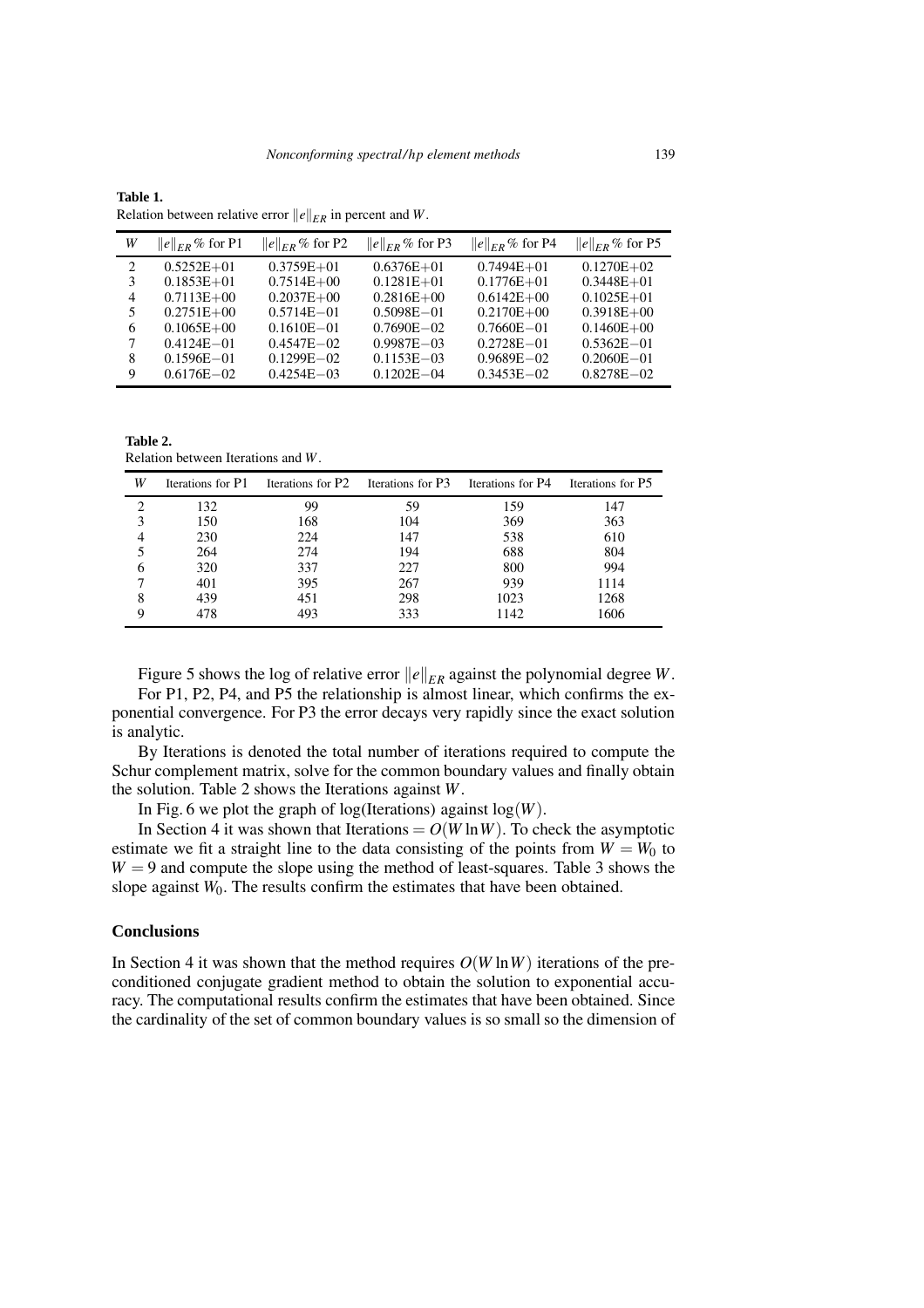**Table 1.**
Relation between relative error $\|e\|_{ER}$ in percent and $W$.

| $W$ | $\|e\|_{ER}$% for P1 | $\|e\|_{ER}$% for P2 | $\|e\|_{ER}$% for P3 | $\|e\|_{ER}$% for P4 | $\|e\|_{ER}$% for P5 |
|---|---|---|---|---|---|
| 2 | 0.5252E+01 | 0.3759E+01 | 0.6376E+01 | 0.7494E+01 | 0.1270E+02 |
| 3 | 0.1853E+01 | 0.7514E+00 | 0.1281E+01 | 0.1776E+01 | 0.3448E+01 |
| 4 | 0.7113E+00 | 0.2037E+00 | 0.2816E+00 | 0.6142E+00 | 0.1025E+01 |
| 5 | 0.2751E+00 | 0.5714E−01 | 0.5098E−01 | 0.2170E+00 | 0.3918E+00 |
| 6 | 0.1065E+00 | 0.1610E−01 | 0.7690E−02 | 0.7660E−01 | 0.1460E+00 |
| 7 | 0.4124E−01 | 0.4547E−02 | 0.9987E−03 | 0.2728E−01 | 0.5362E−01 |
| 8 | 0.1596E−01 | 0.1299E−02 | 0.1153E−03 | 0.9689E−02 | 0.2060E−01 |
| 9 | 0.6176E−02 | 0.4254E−03 | 0.1202E−04 | 0.3453E−02 | 0.8278E−02 |

**Table 2.**
Relation between Iterations and $W$.

| $W$ | Iterations for P1 | Iterations for P2 | Iterations for P3 | Iterations for P4 | Iterations for P5 |
|---|---|---|---|---|---|
| 2 | 132 | 99 | 59 | 159 | 147 |
| 3 | 150 | 168 | 104 | 369 | 363 |
| 4 | 230 | 224 | 147 | 538 | 610 |
| 5 | 264 | 274 | 194 | 688 | 804 |
| 6 | 320 | 337 | 227 | 800 | 994 |
| 7 | 401 | 395 | 267 | 939 | 1114 |
| 8 | 439 | 451 | 298 | 1023 | 1268 |
| 9 | 478 | 493 | 333 | 1142 | 1606 |

Figure 5 shows the log of relative error $\|e\|_{ER}$ against the polynomial degree $W$.

For P1, P2, P4, and P5 the relationship is almost linear, which confirms the exponential convergence. For P3 the error decays very rapidly since the exact solution is analytic.

By Iterations is denoted the total number of iterations required to compute the Schur complement matrix, solve for the common boundary values and finally obtain the solution. Table 2 shows the Iterations against $W$.

In Fig. 6 we plot the graph of log(Iterations) against $\log(W)$.

In Section 4 it was shown that Iterations $= O(W \ln W)$. To check the asymptotic estimate we fit a straight line to the data consisting of the points from $W = W_0$ to $W = 9$ and compute the slope using the method of least-squares. Table 3 shows the slope against $W_0$. The results confirm the estimates that have been obtained.

## Conclusions

In Section 4 it was shown that the method requires $O(W \ln W)$ iterations of the preconditioned conjugate gradient method to obtain the solution to exponential accuracy. The computational results confirm the estimates that have been obtained. Since the cardinality of the set of common boundary values is so small so the dimension of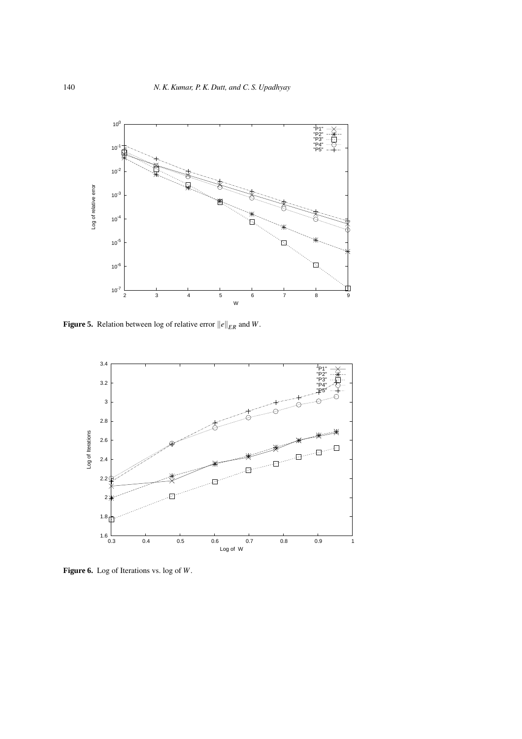**Figure 5.** Relation between log of relative error $\|e\|_{ER}$ and $W$.

**Figure 6.** Log of Iterations vs. log of $W$.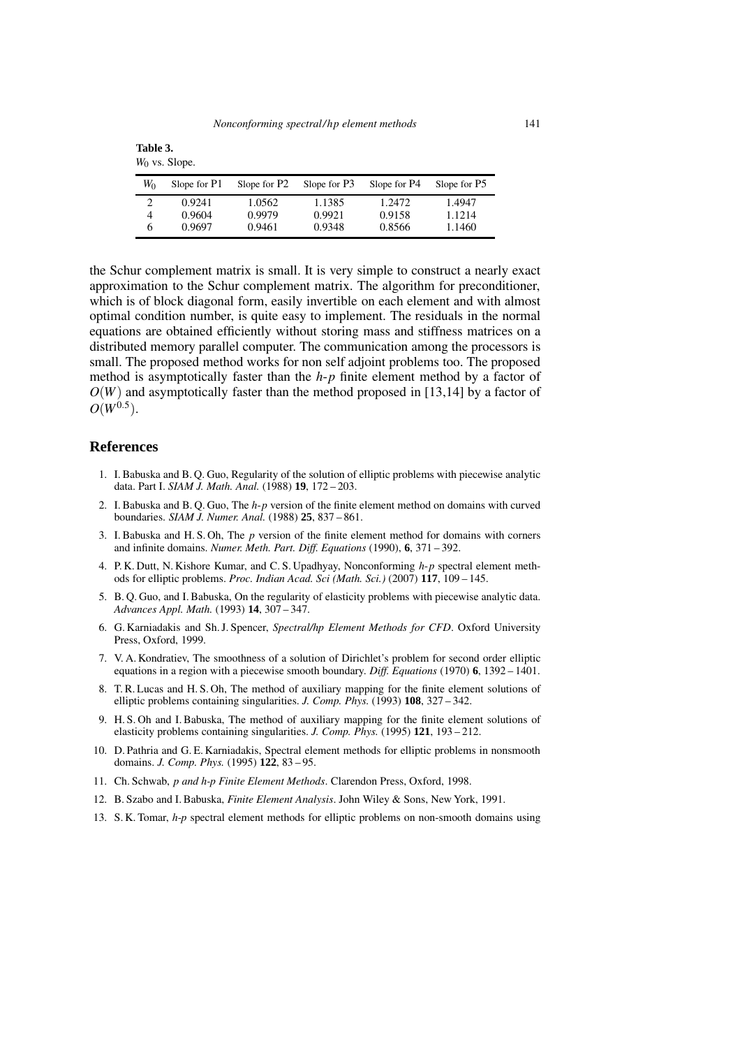**Table 3.**
$W_0$ vs. Slope.

| $W_0$ | Slope for P1 | Slope for P2 | Slope for P3 | Slope for P4 | Slope for P5 |
|---|---|---|---|---|---|
| 2 | 0.9241 | 1.0562 | 1.1385 | 1.2472 | 1.4947 |
| 4 | 0.9604 | 0.9979 | 0.9921 | 0.9158 | 1.1214 |
| 6 | 0.9697 | 0.9461 | 0.9348 | 0.8566 | 1.1460 |

the Schur complement matrix is small. It is very simple to construct a nearly exact approximation to the Schur complement matrix. The algorithm for preconditioner, which is of block diagonal form, easily invertible on each element and with almost optimal condition number, is quite easy to implement. The residuals in the normal equations are obtained efficiently without storing mass and stiffness matrices on a distributed memory parallel computer. The communication among the processors is small. The proposed method works for non self adjoint problems too. The proposed method is asymptotically faster than the *h-p* finite element method by a factor of $O(W)$ and asymptotically faster than the method proposed in [13,14] by a factor of $O(W^{0.5})$.

## References

1. I. Babuska and B. Q. Guo, Regularity of the solution of elliptic problems with piecewise analytic data. Part I. *SIAM J. Math. Anal.* (1988) **19**, 172 – 203.
2. I. Babuska and B. Q. Guo, The *h-p* version of the finite element method on domains with curved boundaries. *SIAM J. Numer. Anal.* (1988) **25**, 837 – 861.
3. I. Babuska and H. S. Oh, The *p* version of the finite element method for domains with corners and infinite domains. *Numer. Meth. Part. Diff. Equations* (1990), **6**, 371 – 392.
4. P. K. Dutt, N. Kishore Kumar, and C. S. Upadhyay, Nonconforming *h-p* spectral element methods for elliptic problems. *Proc. Indian Acad. Sci (Math. Sci.)* (2007) **117**, 109 – 145.
5. B. Q. Guo, and I. Babuska, On the regularity of elasticity problems with piecewise analytic data. *Advances Appl. Math.* (1993) **14**, 307 – 347.
6. G. Karniadakis and Sh. J. Spencer, *Spectral/hp Element Methods for CFD*. Oxford University Press, Oxford, 1999.
7. V. A. Kondratiev, The smoothness of a solution of Dirichlet's problem for second order elliptic equations in a region with a piecewise smooth boundary. *Diff. Equations* (1970) **6**, 1392 – 1401.
8. T. R. Lucas and H. S. Oh, The method of auxiliary mapping for the finite element solutions of elliptic problems containing singularities. *J. Comp. Phys.* (1993) **108**, 327 – 342.
9. H. S. Oh and I. Babuska, The method of auxiliary mapping for the finite element solutions of elasticity problems containing singularities. *J. Comp. Phys.* (1995) **121**, 193 – 212.
10. D. Pathria and G. E. Karniadakis, Spectral element methods for elliptic problems in nonsmooth domains. *J. Comp. Phys.* (1995) **122**, 83 – 95.
11. Ch. Schwab, *p and h-p Finite Element Methods*. Clarendon Press, Oxford, 1998.
12. B. Szabo and I. Babuska, *Finite Element Analysis*. John Wiley & Sons, New York, 1991.
13. S. K. Tomar, *h-p* spectral element methods for elliptic problems on non-smooth domains using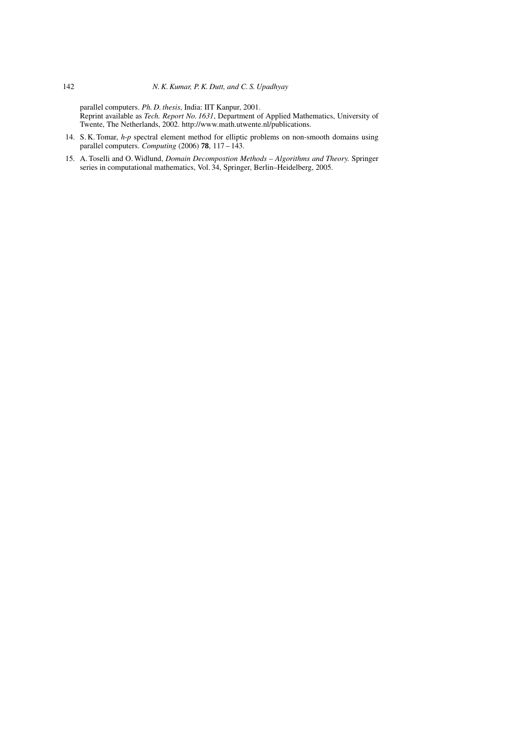parallel computers. *Ph. D. thesis*, India: IIT Kanpur, 2001.
Reprint available as *Tech. Report No. 1631*, Department of Applied Mathematics, University of Twente, The Netherlands, 2002. http://www.math.utwente.nl/publications.

14. S. K. Tomar, *h-p* spectral element method for elliptic problems on non-smooth domains using parallel computers. *Computing* (2006) **78**, 117 – 143.
15. A. Toselli and O. Widlund, *Domain Decompostion Methods – Algorithms and Theory.* Springer series in computational mathematics, Vol. 34, Springer, Berlin–Heidelberg, 2005.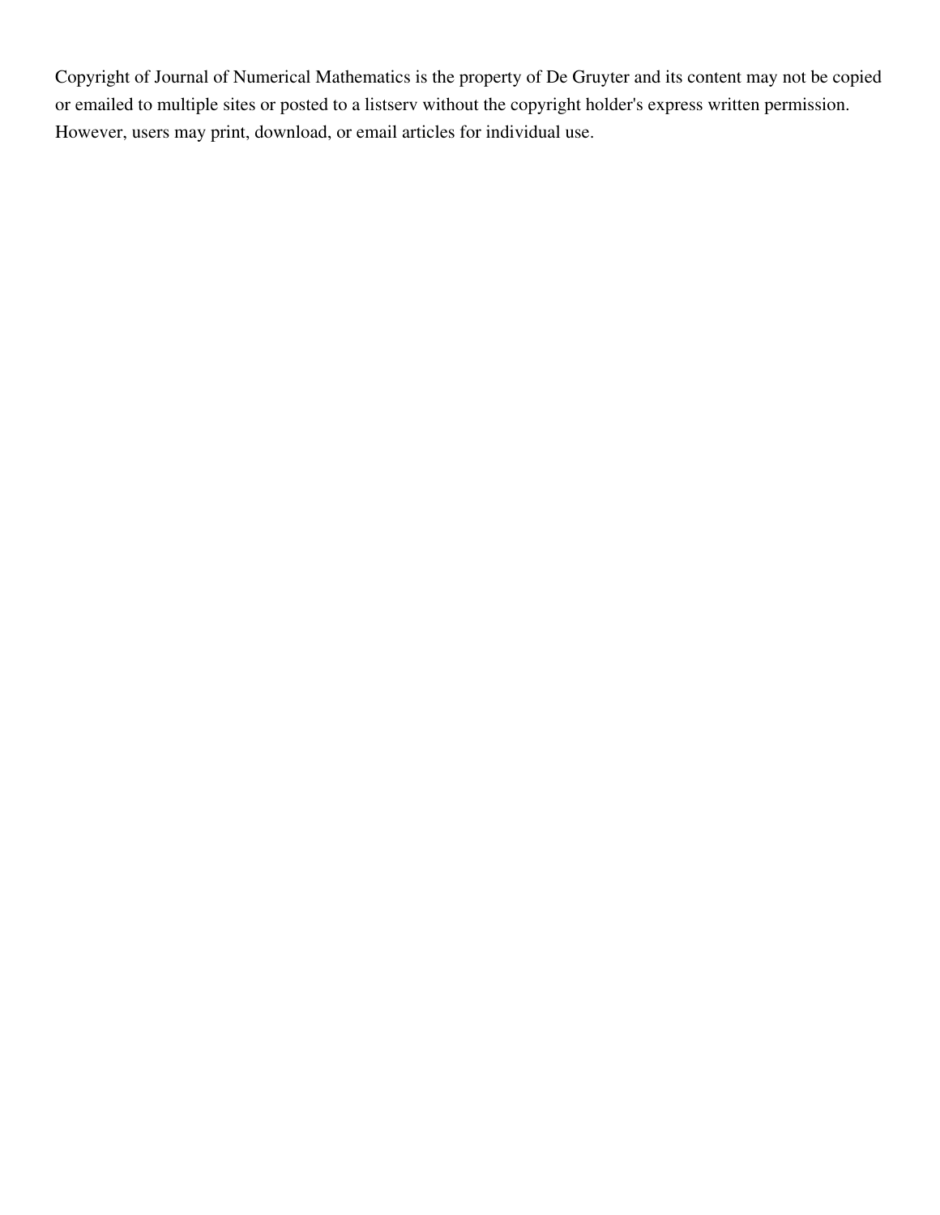Copyright of Journal of Numerical Mathematics is the property of De Gruyter and its content may not be copied or emailed to multiple sites or posted to a listserv without the copyright holder's express written permission. However, users may print, download, or email articles for individual use.